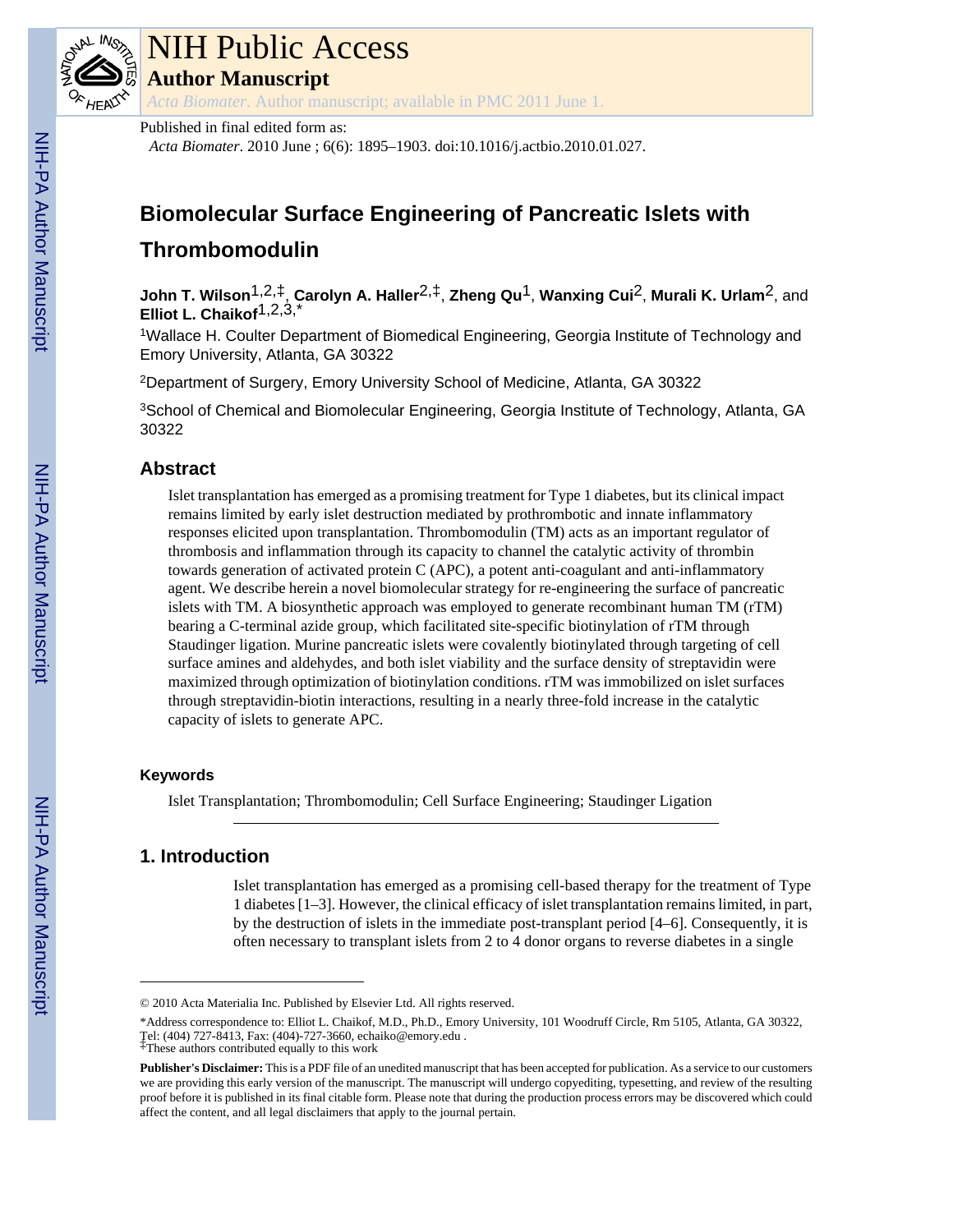# Biomolecular Surface Engineering of Pancreatic Islets with Thrombomodulin

**John T. Wilson**[1,2,‡], **Carolyn A. Haller**[2,‡], **Zheng Qu**[1], **Wanxing Cui**[2], **Murali K. Urlam**[2], and **Elliot L. Chaikof**[1,2,3,*]

[1]Wallace H. Coulter Department of Biomedical Engineering, Georgia Institute of Technology and Emory University, Atlanta, GA 30322

[2]Department of Surgery, Emory University School of Medicine, Atlanta, GA 30322

[3]School of Chemical and Biomolecular Engineering, Georgia Institute of Technology, Atlanta, GA 30322

## Abstract

Islet transplantation has emerged as a promising treatment for Type 1 diabetes, but its clinical impact remains limited by early islet destruction mediated by prothrombotic and innate inflammatory responses elicited upon transplantation. Thrombomodulin (TM) acts as an important regulator of thrombosis and inflammation through its capacity to channel the catalytic activity of thrombin towards generation of activated protein C (APC), a potent anti-coagulant and anti-inflammatory agent. We describe herein a novel biomolecular strategy for re-engineering the surface of pancreatic islets with TM. A biosynthetic approach was employed to generate recombinant human TM (rTM) bearing a C-terminal azide group, which facilitated site-specific biotinylation of rTM through Staudinger ligation. Murine pancreatic islets were covalently biotinylated through targeting of cell surface amines and aldehydes, and both islet viability and the surface density of streptavidin were maximized through optimization of biotinylation conditions. rTM was immobilized on islet surfaces through streptavidin-biotin interactions, resulting in a nearly three-fold increase in the catalytic capacity of islets to generate APC.

### Keywords

Islet Transplantation; Thrombomodulin; Cell Surface Engineering; Staudinger Ligation

## 1. Introduction

Islet transplantation has emerged as a promising cell-based therapy for the treatment of Type 1 diabetes [1–3]. However, the clinical efficacy of islet transplantation remains limited, in part, by the destruction of islets in the immediate post-transplant period [4–6]. Consequently, it is often necessary to transplant islets from 2 to 4 donor organs to reverse diabetes in a single

---

© 2010 Acta Materialia Inc. Published by Elsevier Ltd. All rights reserved.

*Address correspondence to: Elliot L. Chaikof, M.D., Ph.D., Emory University, 101 Woodruff Circle, Rm 5105, Atlanta, GA 30322, Tel: (404) 727-8413, Fax: (404)-727-3660, echaiko@emory.edu .

‡These authors contributed equally to this work

**Publisher's Disclaimer:** This is a PDF file of an unedited manuscript that has been accepted for publication. As a service to our customers we are providing this early version of the manuscript. The manuscript will undergo copyediting, typesetting, and review of the resulting proof before it is published in its final citable form. Please note that during the production process errors may be discovered which could affect the content, and all legal disclaimers that apply to the journal pertain.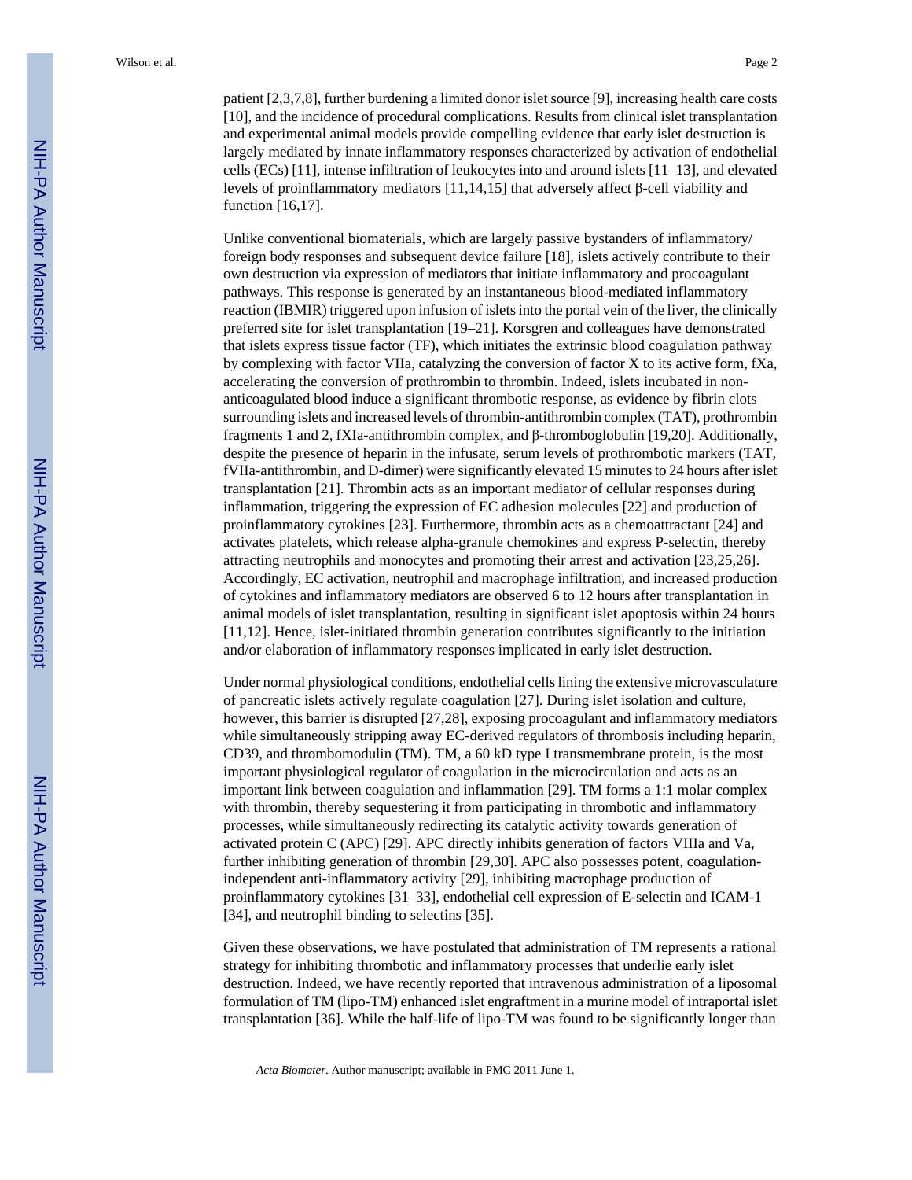patient [2,3,7,8], further burdening a limited donor islet source [9], increasing health care costs [10], and the incidence of procedural complications. Results from clinical islet transplantation and experimental animal models provide compelling evidence that early islet destruction is largely mediated by innate inflammatory responses characterized by activation of endothelial cells (ECs) [11], intense infiltration of leukocytes into and around islets [11–13], and elevated levels of proinflammatory mediators [11,14,15] that adversely affect β-cell viability and function [16,17].

Unlike conventional biomaterials, which are largely passive bystanders of inflammatory/foreign body responses and subsequent device failure [18], islets actively contribute to their own destruction via expression of mediators that initiate inflammatory and procoagulant pathways. This response is generated by an instantaneous blood-mediated inflammatory reaction (IBMIR) triggered upon infusion of islets into the portal vein of the liver, the clinically preferred site for islet transplantation [19–21]. Korsgren and colleagues have demonstrated that islets express tissue factor (TF), which initiates the extrinsic blood coagulation pathway by complexing with factor VIIa, catalyzing the conversion of factor X to its active form, fXa, accelerating the conversion of prothrombin to thrombin. Indeed, islets incubated in non-anticoagulated blood induce a significant thrombotic response, as evidence by fibrin clots surrounding islets and increased levels of thrombin-antithrombin complex (TAT), prothrombin fragments 1 and 2, fXIa-antithrombin complex, and β-thromboglobulin [19,20]. Additionally, despite the presence of heparin in the infusate, serum levels of prothrombotic markers (TAT, fVIIa-antithrombin, and D-dimer) were significantly elevated 15 minutes to 24 hours after islet transplantation [21]. Thrombin acts as an important mediator of cellular responses during inflammation, triggering the expression of EC adhesion molecules [22] and production of proinflammatory cytokines [23]. Furthermore, thrombin acts as a chemoattractant [24] and activates platelets, which release alpha-granule chemokines and express P-selectin, thereby attracting neutrophils and monocytes and promoting their arrest and activation [23,25,26]. Accordingly, EC activation, neutrophil and macrophage infiltration, and increased production of cytokines and inflammatory mediators are observed 6 to 12 hours after transplantation in animal models of islet transplantation, resulting in significant islet apoptosis within 24 hours [11,12]. Hence, islet-initiated thrombin generation contributes significantly to the initiation and/or elaboration of inflammatory responses implicated in early islet destruction.

Under normal physiological conditions, endothelial cells lining the extensive microvasculature of pancreatic islets actively regulate coagulation [27]. During islet isolation and culture, however, this barrier is disrupted [27,28], exposing procoagulant and inflammatory mediators while simultaneously stripping away EC-derived regulators of thrombosis including heparin, CD39, and thrombomodulin (TM). TM, a 60 kD type I transmembrane protein, is the most important physiological regulator of coagulation in the microcirculation and acts as an important link between coagulation and inflammation [29]. TM forms a 1:1 molar complex with thrombin, thereby sequestering it from participating in thrombotic and inflammatory processes, while simultaneously redirecting its catalytic activity towards generation of activated protein C (APC) [29]. APC directly inhibits generation of factors VIIIa and Va, further inhibiting generation of thrombin [29,30]. APC also possesses potent, coagulation-independent anti-inflammatory activity [29], inhibiting macrophage production of proinflammatory cytokines [31–33], endothelial cell expression of E-selectin and ICAM-1 [34], and neutrophil binding to selectins [35].

Given these observations, we have postulated that administration of TM represents a rational strategy for inhibiting thrombotic and inflammatory processes that underlie early islet destruction. Indeed, we have recently reported that intravenous administration of a liposomal formulation of TM (lipo-TM) enhanced islet engraftment in a murine model of intraportal islet transplantation [36]. While the half-life of lipo-TM was found to be significantly longer than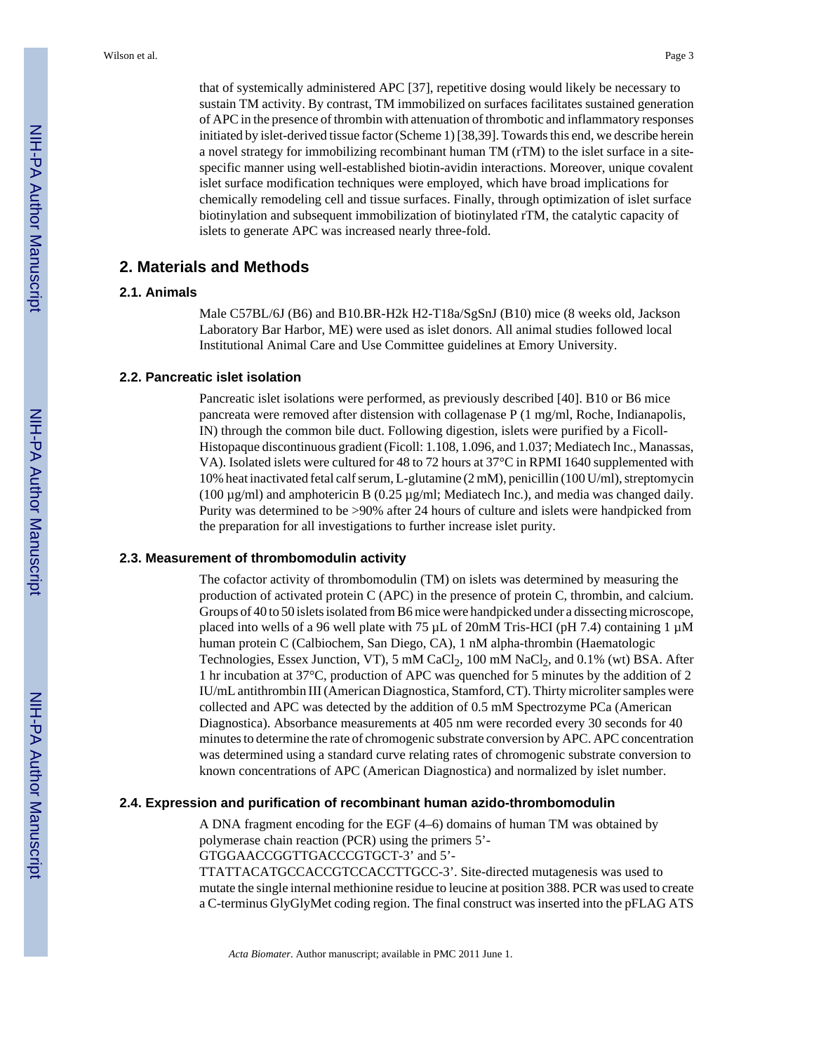that of systemically administered APC [37], repetitive dosing would likely be necessary to sustain TM activity. By contrast, TM immobilized on surfaces facilitates sustained generation of APC in the presence of thrombin with attenuation of thrombotic and inflammatory responses initiated by islet-derived tissue factor (Scheme 1) [38,39]. Towards this end, we describe herein a novel strategy for immobilizing recombinant human TM (rTM) to the islet surface in a site-specific manner using well-established biotin-avidin interactions. Moreover, unique covalent islet surface modification techniques were employed, which have broad implications for chemically remodeling cell and tissue surfaces. Finally, through optimization of islet surface biotinylation and subsequent immobilization of biotinylated rTM, the catalytic capacity of islets to generate APC was increased nearly three-fold.

## 2. Materials and Methods

### 2.1. Animals

Male C57BL/6J (B6) and B10.BR-H2k H2-T18a/SgSnJ (B10) mice (8 weeks old, Jackson Laboratory Bar Harbor, ME) were used as islet donors. All animal studies followed local Institutional Animal Care and Use Committee guidelines at Emory University.

### 2.2. Pancreatic islet isolation

Pancreatic islet isolations were performed, as previously described [40]. B10 or B6 mice pancreata were removed after distension with collagenase P (1 mg/ml, Roche, Indianapolis, IN) through the common bile duct. Following digestion, islets were purified by a Ficoll-Histopaque discontinuous gradient (Ficoll: 1.108, 1.096, and 1.037; Mediatech Inc., Manassas, VA). Isolated islets were cultured for 48 to 72 hours at 37°C in RPMI 1640 supplemented with 10% heat inactivated fetal calf serum, L-glutamine (2 mM), penicillin (100 U/ml), streptomycin (100 µg/ml) and amphotericin B (0.25 µg/ml; Mediatech Inc.), and media was changed daily. Purity was determined to be >90% after 24 hours of culture and islets were handpicked from the preparation for all investigations to further increase islet purity.

### 2.3. Measurement of thrombomodulin activity

The cofactor activity of thrombomodulin (TM) on islets was determined by measuring the production of activated protein C (APC) in the presence of protein C, thrombin, and calcium. Groups of 40 to 50 islets isolated from B6 mice were handpicked under a dissecting microscope, placed into wells of a 96 well plate with 75 µL of 20mM Tris-HCI (pH 7.4) containing 1 µM human protein C (Calbiochem, San Diego, CA), 1 nM alpha-thrombin (Haematologic Technologies, Essex Junction, VT), 5 mM $CaCl_2$, 100 mM $NaCl_2$, and 0.1% (wt) BSA. After 1 hr incubation at 37°C, production of APC was quenched for 5 minutes by the addition of 2 IU/mL antithrombin III (American Diagnostica, Stamford, CT). Thirty microliter samples were collected and APC was detected by the addition of 0.5 mM Spectrozyme PCa (American Diagnostica). Absorbance measurements at 405 nm were recorded every 30 seconds for 40 minutes to determine the rate of chromogenic substrate conversion by APC. APC concentration was determined using a standard curve relating rates of chromogenic substrate conversion to known concentrations of APC (American Diagnostica) and normalized by islet number.

### 2.4. Expression and purification of recombinant human azido-thrombomodulin

A DNA fragment encoding for the EGF (4–6) domains of human TM was obtained by polymerase chain reaction (PCR) using the primers 5’-GTGGAACCGGTTGACCCGTGCT-3’ and 5’-TTATTACATGCCACCGTCCACCTTGCC-3’. Site-directed mutagenesis was used to mutate the single internal methionine residue to leucine at position 388. PCR was used to create a C-terminus GlyGlyMet coding region. The final construct was inserted into the pFLAG ATS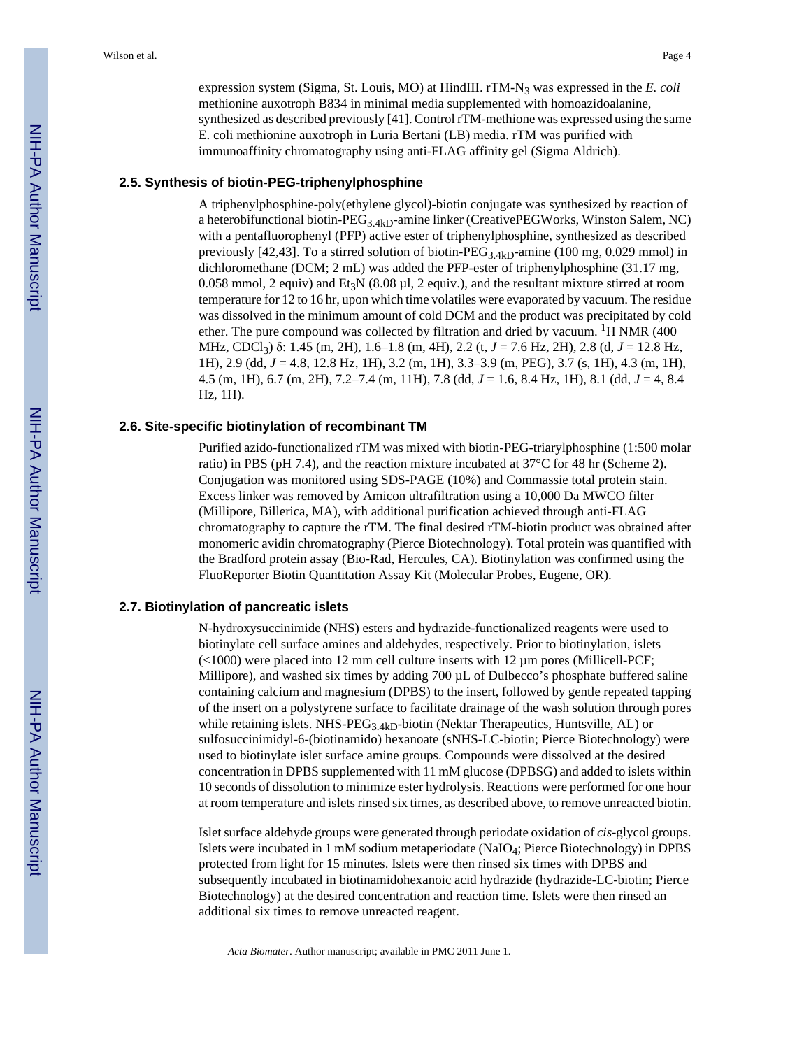expression system (Sigma, St. Louis, MO) at HindIII. rTM-$N_3$ was expressed in the *E. coli* methionine auxotroph B834 in minimal media supplemented with homoazidoalanine, synthesized as described previously [41]. Control rTM-methione was expressed using the same E. coli methionine auxotroph in Luria Bertani (LB) media. rTM was purified with immunoaffinity chromatography using anti-FLAG affinity gel (Sigma Aldrich).

### 2.5. Synthesis of biotin-PEG-triphenylphosphine

A triphenylphosphine-poly(ethylene glycol)-biotin conjugate was synthesized by reaction of a heterobifunctional biotin-$PEG_{3.4kD}$-amine linker (CreativePEGWorks, Winston Salem, NC) with a pentafluorophenyl (PFP) active ester of triphenylphosphine, synthesized as described previously [42,43]. To a stirred solution of biotin-$PEG_{3.4kD}$-amine (100 mg, 0.029 mmol) in dichloromethane (DCM; 2 mL) was added the PFP-ester of triphenylphosphine (31.17 mg, 0.058 mmol, 2 equiv) and $Et_3N$ (8.08 µl, 2 equiv.), and the resultant mixture stirred at room temperature for 12 to 16 hr, upon which time volatiles were evaporated by vacuum. The residue was dissolved in the minimum amount of cold DCM and the product was precipitated by cold ether. The pure compound was collected by filtration and dried by vacuum. $^1$H NMR (400 MHz, $CDCl_3$) δ: 1.45 (m, 2H), 1.6–1.8 (m, 4H), 2.2 (t, *J* = 7.6 Hz, 2H), 2.8 (d, *J* = 12.8 Hz, 1H), 2.9 (dd, *J* = 4.8, 12.8 Hz, 1H), 3.2 (m, 1H), 3.3–3.9 (m, PEG), 3.7 (s, 1H), 4.3 (m, 1H), 4.5 (m, 1H), 6.7 (m, 2H), 7.2–7.4 (m, 11H), 7.8 (dd, *J* = 1.6, 8.4 Hz, 1H), 8.1 (dd, *J* = 4, 8.4 Hz, 1H).

### 2.6. Site-specific biotinylation of recombinant TM

Purified azido-functionalized rTM was mixed with biotin-PEG-triarylphosphine (1:500 molar ratio) in PBS (pH 7.4), and the reaction mixture incubated at 37°C for 48 hr (Scheme 2). Conjugation was monitored using SDS-PAGE (10%) and Commassie total protein stain. Excess linker was removed by Amicon ultrafiltration using a 10,000 Da MWCO filter (Millipore, Billerica, MA), with additional purification achieved through anti-FLAG chromatography to capture the rTM. The final desired rTM-biotin product was obtained after monomeric avidin chromatography (Pierce Biotechnology). Total protein was quantified with the Bradford protein assay (Bio-Rad, Hercules, CA). Biotinylation was confirmed using the FluoReporter Biotin Quantitation Assay Kit (Molecular Probes, Eugene, OR).

### 2.7. Biotinylation of pancreatic islets

N-hydroxysuccinimide (NHS) esters and hydrazide-functionalized reagents were used to biotinylate cell surface amines and aldehydes, respectively. Prior to biotinylation, islets (<1000) were placed into 12 mm cell culture inserts with 12 µm pores (Millicell-PCF; Millipore), and washed six times by adding 700 µL of Dulbecco's phosphate buffered saline containing calcium and magnesium (DPBS) to the insert, followed by gentle repeated tapping of the insert on a polystyrene surface to facilitate drainage of the wash solution through pores while retaining islets. NHS-$PEG_{3.4kD}$-biotin (Nektar Therapeutics, Huntsville, AL) or sulfosuccinimidyl-6-(biotinamido) hexanoate (sNHS-LC-biotin; Pierce Biotechnology) were used to biotinylate islet surface amine groups. Compounds were dissolved at the desired concentration in DPBS supplemented with 11 mM glucose (DPBSG) and added to islets within 10 seconds of dissolution to minimize ester hydrolysis. Reactions were performed for one hour at room temperature and islets rinsed six times, as described above, to remove unreacted biotin.

Islet surface aldehyde groups were generated through periodate oxidation of *cis*-glycol groups. Islets were incubated in 1 mM sodium metaperiodate ($NaIO_4$; Pierce Biotechnology) in DPBS protected from light for 15 minutes. Islets were then rinsed six times with DPBS and subsequently incubated in biotinamidohexanoic acid hydrazide (hydrazide-LC-biotin; Pierce Biotechnology) at the desired concentration and reaction time. Islets were then rinsed an additional six times to remove unreacted reagent.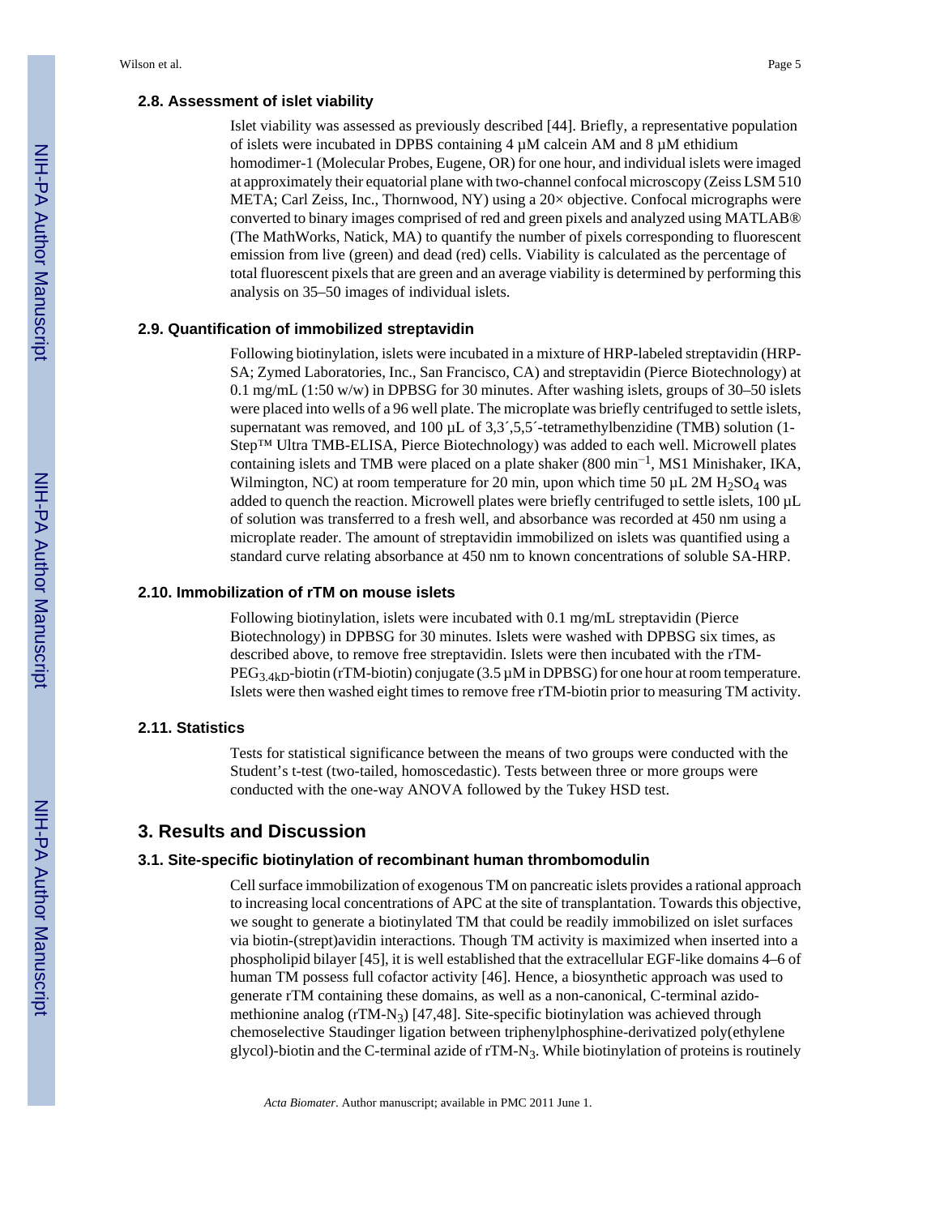### 2.8. Assessment of islet viability

Islet viability was assessed as previously described [44]. Briefly, a representative population of islets were incubated in DPBS containing 4 μM calcein AM and 8 μM ethidium homodimer-1 (Molecular Probes, Eugene, OR) for one hour, and individual islets were imaged at approximately their equatorial plane with two-channel confocal microscopy (Zeiss LSM 510 META; Carl Zeiss, Inc., Thornwood, NY) using a 20× objective. Confocal micrographs were converted to binary images comprised of red and green pixels and analyzed using MATLAB® (The MathWorks, Natick, MA) to quantify the number of pixels corresponding to fluorescent emission from live (green) and dead (red) cells. Viability is calculated as the percentage of total fluorescent pixels that are green and an average viability is determined by performing this analysis on 35–50 images of individual islets.

### 2.9. Quantification of immobilized streptavidin

Following biotinylation, islets were incubated in a mixture of HRP-labeled streptavidin (HRP-SA; Zymed Laboratories, Inc., San Francisco, CA) and streptavidin (Pierce Biotechnology) at 0.1 mg/mL (1:50 w/w) in DPBSG for 30 minutes. After washing islets, groups of 30–50 islets were placed into wells of a 96 well plate. The microplate was briefly centrifuged to settle islets, supernatant was removed, and 100 μL of 3,3´,5,5´-tetramethylbenzidine (TMB) solution (1-Step™ Ultra TMB-ELISA, Pierce Biotechnology) was added to each well. Microwell plates containing islets and TMB were placed on a plate shaker (800 $min^{-1}$, MS1 Minishaker, IKA, Wilmington, NC) at room temperature for 20 min, upon which time 50 μL 2M $H_2SO_4$ was added to quench the reaction. Microwell plates were briefly centrifuged to settle islets, 100 μL of solution was transferred to a fresh well, and absorbance was recorded at 450 nm using a microplate reader. The amount of streptavidin immobilized on islets was quantified using a standard curve relating absorbance at 450 nm to known concentrations of soluble SA-HRP.

### 2.10. Immobilization of rTM on mouse islets

Following biotinylation, islets were incubated with 0.1 mg/mL streptavidin (Pierce Biotechnology) in DPBSG for 30 minutes. Islets were washed with DPBSG six times, as described above, to remove free streptavidin. Islets were then incubated with the rTM-$PEG_{3.4kD}$-biotin (rTM-biotin) conjugate (3.5 μM in DPBSG) for one hour at room temperature. Islets were then washed eight times to remove free rTM-biotin prior to measuring TM activity.

### 2.11. Statistics

Tests for statistical significance between the means of two groups were conducted with the Student's t-test (two-tailed, homoscedastic). Tests between three or more groups were conducted with the one-way ANOVA followed by the Tukey HSD test.

## 3. Results and Discussion

### 3.1. Site-specific biotinylation of recombinant human thrombomodulin

Cell surface immobilization of exogenous TM on pancreatic islets provides a rational approach to increasing local concentrations of APC at the site of transplantation. Towards this objective, we sought to generate a biotinylated TM that could be readily immobilized on islet surfaces via biotin-(strept)avidin interactions. Though TM activity is maximized when inserted into a phospholipid bilayer [45], it is well established that the extracellular EGF-like domains 4–6 of human TM possess full cofactor activity [46]. Hence, a biosynthetic approach was used to generate rTM containing these domains, as well as a non-canonical, C-terminal azido-methionine analog (rTM-$N_3$) [47,48]. Site-specific biotinylation was achieved through chemoselective Staudinger ligation between triphenylphosphine-derivatized poly(ethylene glycol)-biotin and the C-terminal azide of rTM-$N_3$. While biotinylation of proteins is routinely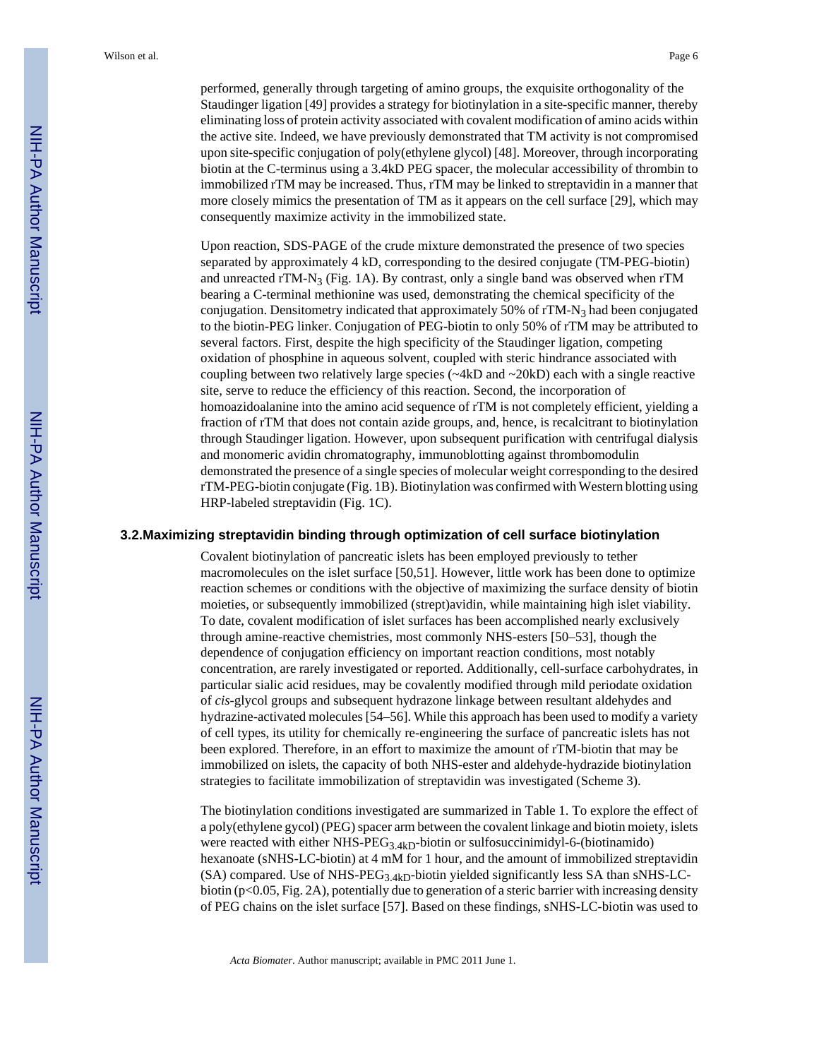performed, generally through targeting of amino groups, the exquisite orthogonality of the Staudinger ligation [49] provides a strategy for biotinylation in a site-specific manner, thereby eliminating loss of protein activity associated with covalent modification of amino acids within the active site. Indeed, we have previously demonstrated that TM activity is not compromised upon site-specific conjugation of poly(ethylene glycol) [48]. Moreover, through incorporating biotin at the C-terminus using a 3.4kD PEG spacer, the molecular accessibility of thrombin to immobilized rTM may be increased. Thus, rTM may be linked to streptavidin in a manner that more closely mimics the presentation of TM as it appears on the cell surface [29], which may consequently maximize activity in the immobilized state.

Upon reaction, SDS-PAGE of the crude mixture demonstrated the presence of two species separated by approximately 4 kD, corresponding to the desired conjugate (TM-PEG-biotin) and unreacted rTM-$N_3$ (Fig. 1A). By contrast, only a single band was observed when rTM bearing a C-terminal methionine was used, demonstrating the chemical specificity of the conjugation. Densitometry indicated that approximately 50% of rTM-$N_3$ had been conjugated to the biotin-PEG linker. Conjugation of PEG-biotin to only 50% of rTM may be attributed to several factors. First, despite the high specificity of the Staudinger ligation, competing oxidation of phosphine in aqueous solvent, coupled with steric hindrance associated with coupling between two relatively large species (~4kD and ~20kD) each with a single reactive site, serve to reduce the efficiency of this reaction. Second, the incorporation of homoazidoalanine into the amino acid sequence of rTM is not completely efficient, yielding a fraction of rTM that does not contain azide groups, and, hence, is recalcitrant to biotinylation through Staudinger ligation. However, upon subsequent purification with centrifugal dialysis and monomeric avidin chromatography, immunoblotting against thrombomodulin demonstrated the presence of a single species of molecular weight corresponding to the desired rTM-PEG-biotin conjugate (Fig. 1B). Biotinylation was confirmed with Western blotting using HRP-labeled streptavidin (Fig. 1C).

### 3.2. Maximizing streptavidin binding through optimization of cell surface biotinylation

Covalent biotinylation of pancreatic islets has been employed previously to tether macromolecules on the islet surface [50,51]. However, little work has been done to optimize reaction schemes or conditions with the objective of maximizing the surface density of biotin moieties, or subsequently immobilized (strept)avidin, while maintaining high islet viability. To date, covalent modification of islet surfaces has been accomplished nearly exclusively through amine-reactive chemistries, most commonly NHS-esters [50–53], though the dependence of conjugation efficiency on important reaction conditions, most notably concentration, are rarely investigated or reported. Additionally, cell-surface carbohydrates, in particular sialic acid residues, may be covalently modified through mild periodate oxidation of *cis*-glycol groups and subsequent hydrazone linkage between resultant aldehydes and hydrazine-activated molecules [54–56]. While this approach has been used to modify a variety of cell types, its utility for chemically re-engineering the surface of pancreatic islets has not been explored. Therefore, in an effort to maximize the amount of rTM-biotin that may be immobilized on islets, the capacity of both NHS-ester and aldehyde-hydrazide biotinylation strategies to facilitate immobilization of streptavidin was investigated (Scheme 3).

The biotinylation conditions investigated are summarized in Table 1. To explore the effect of a poly(ethylene gycol) (PEG) spacer arm between the covalent linkage and biotin moiety, islets were reacted with either NHS-$PEG_{3.4kD}$-biotin or sulfosuccinimidyl-6-(biotinamido) hexanoate (sNHS-LC-biotin) at 4 mM for 1 hour, and the amount of immobilized streptavidin (SA) compared. Use of NHS-$PEG_{3.4kD}$-biotin yielded significantly less SA than sNHS-LC-biotin ($p<0.05$, Fig. 2A), potentially due to generation of a steric barrier with increasing density of PEG chains on the islet surface [57]. Based on these findings, sNHS-LC-biotin was used to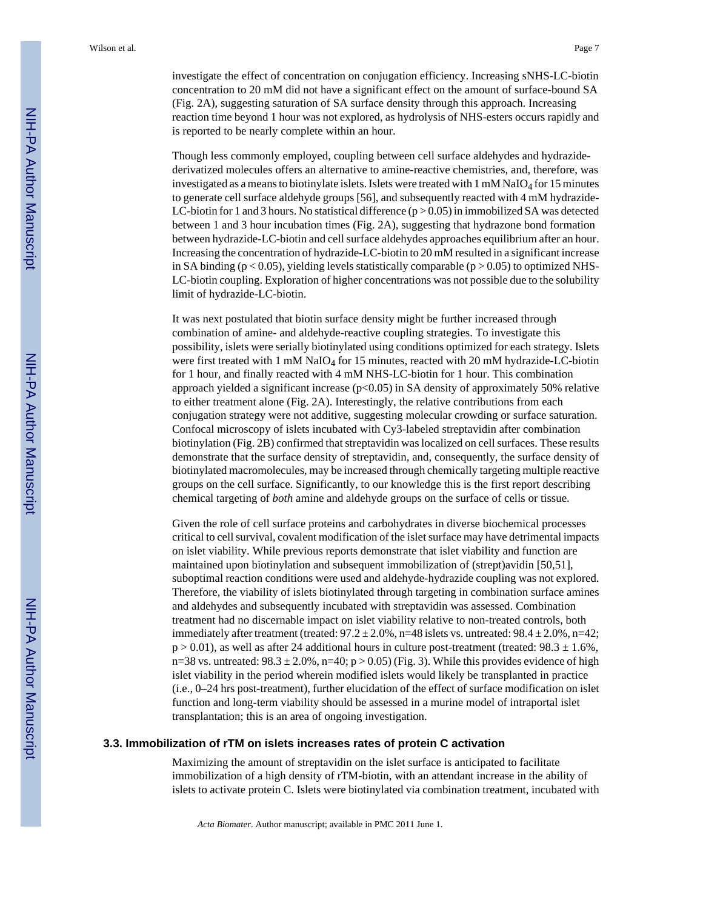investigate the effect of concentration on conjugation efficiency. Increasing sNHS-LC-biotin concentration to 20 mM did not have a significant effect on the amount of surface-bound SA (Fig. 2A), suggesting saturation of SA surface density through this approach. Increasing reaction time beyond 1 hour was not explored, as hydrolysis of NHS-esters occurs rapidly and is reported to be nearly complete within an hour.

Though less commonly employed, coupling between cell surface aldehydes and hydrazide-derivatized molecules offers an alternative to amine-reactive chemistries, and, therefore, was investigated as a means to biotinylate islets. Islets were treated with 1 mM $NaIO_4$ for 15 minutes to generate cell surface aldehyde groups [56], and subsequently reacted with 4 mM hydrazide-LC-biotin for 1 and 3 hours. No statistical difference ($p > 0.05$) in immobilized SA was detected between 1 and 3 hour incubation times (Fig. 2A), suggesting that hydrazone bond formation between hydrazide-LC-biotin and cell surface aldehydes approaches equilibrium after an hour. Increasing the concentration of hydrazide-LC-biotin to 20 mM resulted in a significant increase in SA binding ($p < 0.05$), yielding levels statistically comparable ($p > 0.05$) to optimized NHS-LC-biotin coupling. Exploration of higher concentrations was not possible due to the solubility limit of hydrazide-LC-biotin.

It was next postulated that biotin surface density might be further increased through combination of amine- and aldehyde-reactive coupling strategies. To investigate this possibility, islets were serially biotinylated using conditions optimized for each strategy. Islets were first treated with 1 mM $NaIO_4$ for 15 minutes, reacted with 20 mM hydrazide-LC-biotin for 1 hour, and finally reacted with 4 mM NHS-LC-biotin for 1 hour. This combination approach yielded a significant increase ($p<0.05$) in SA density of approximately 50% relative to either treatment alone (Fig. 2A). Interestingly, the relative contributions from each conjugation strategy were not additive, suggesting molecular crowding or surface saturation. Confocal microscopy of islets incubated with Cy3-labeled streptavidin after combination biotinylation (Fig. 2B) confirmed that streptavidin was localized on cell surfaces. These results demonstrate that the surface density of streptavidin, and, consequently, the surface density of biotinylated macromolecules, may be increased through chemically targeting multiple reactive groups on the cell surface. Significantly, to our knowledge this is the first report describing chemical targeting of *both* amine and aldehyde groups on the surface of cells or tissue.

Given the role of cell surface proteins and carbohydrates in diverse biochemical processes critical to cell survival, covalent modification of the islet surface may have detrimental impacts on islet viability. While previous reports demonstrate that islet viability and function are maintained upon biotinylation and subsequent immobilization of (strept)avidin [50,51], suboptimal reaction conditions were used and aldehyde-hydrazide coupling was not explored. Therefore, the viability of islets biotinylated through targeting in combination surface amines and aldehydes and subsequently incubated with streptavidin was assessed. Combination treatment had no discernable impact on islet viability relative to non-treated controls, both immediately after treatment (treated: $97.2 \pm 2.0\%$, n=48 islets vs. untreated: $98.4 \pm 2.0\%$, n=42; $p > 0.01$), as well as after 24 additional hours in culture post-treatment (treated: $98.3 \pm 1.6\%$, n=38 vs. untreated: $98.3 \pm 2.0\%$, n=40; $p > 0.05$) (Fig. 3). While this provides evidence of high islet viability in the period wherein modified islets would likely be transplanted in practice (i.e., 0–24 hrs post-treatment), further elucidation of the effect of surface modification on islet function and long-term viability should be assessed in a murine model of intraportal islet transplantation; this is an area of ongoing investigation.

### 3.3. Immobilization of rTM on islets increases rates of protein C activation

Maximizing the amount of streptavidin on the islet surface is anticipated to facilitate immobilization of a high density of rTM-biotin, with an attendant increase in the ability of islets to activate protein C. Islets were biotinylated via combination treatment, incubated with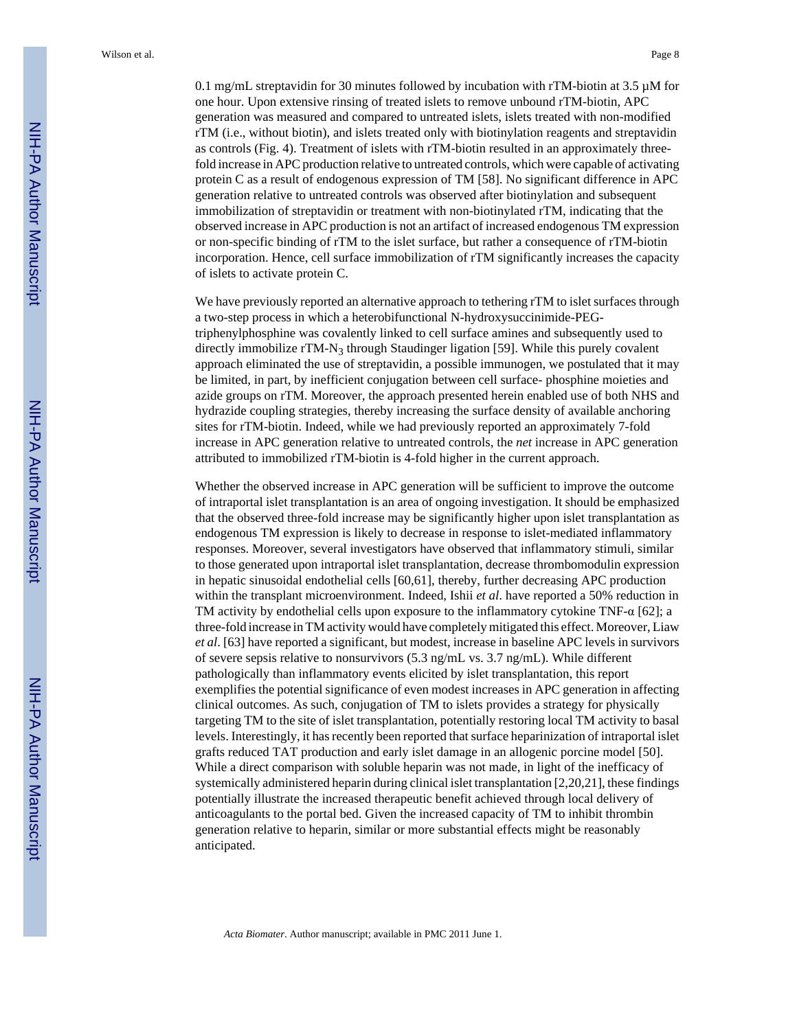0.1 mg/mL streptavidin for 30 minutes followed by incubation with rTM-biotin at 3.5 µM for one hour. Upon extensive rinsing of treated islets to remove unbound rTM-biotin, APC generation was measured and compared to untreated islets, islets treated with non-modified rTM (i.e., without biotin), and islets treated only with biotinylation reagents and streptavidin as controls (Fig. 4). Treatment of islets with rTM-biotin resulted in an approximately three-fold increase in APC production relative to untreated controls, which were capable of activating protein C as a result of endogenous expression of TM [58]. No significant difference in APC generation relative to untreated controls was observed after biotinylation and subsequent immobilization of streptavidin or treatment with non-biotinylated rTM, indicating that the observed increase in APC production is not an artifact of increased endogenous TM expression or non-specific binding of rTM to the islet surface, but rather a consequence of rTM-biotin incorporation. Hence, cell surface immobilization of rTM significantly increases the capacity of islets to activate protein C.

We have previously reported an alternative approach to tethering rTM to islet surfaces through a two-step process in which a heterobifunctional N-hydroxysuccinimide-PEG-triphenylphosphine was covalently linked to cell surface amines and subsequently used to directly immobilize rTM-$N_3$ through Staudinger ligation [59]. While this purely covalent approach eliminated the use of streptavidin, a possible immunogen, we postulated that it may be limited, in part, by inefficient conjugation between cell surface- phosphine moieties and azide groups on rTM. Moreover, the approach presented herein enabled use of both NHS and hydrazide coupling strategies, thereby increasing the surface density of available anchoring sites for rTM-biotin. Indeed, while we had previously reported an approximately 7-fold increase in APC generation relative to untreated controls, the *net* increase in APC generation attributed to immobilized rTM-biotin is 4-fold higher in the current approach.

Whether the observed increase in APC generation will be sufficient to improve the outcome of intraportal islet transplantation is an area of ongoing investigation. It should be emphasized that the observed three-fold increase may be significantly higher upon islet transplantation as endogenous TM expression is likely to decrease in response to islet-mediated inflammatory responses. Moreover, several investigators have observed that inflammatory stimuli, similar to those generated upon intraportal islet transplantation, decrease thrombomodulin expression in hepatic sinusoidal endothelial cells [60,61], thereby, further decreasing APC production within the transplant microenvironment. Indeed, Ishii *et al*. have reported a 50% reduction in TM activity by endothelial cells upon exposure to the inflammatory cytokine TNF-α [62]; a three-fold increase in TM activity would have completely mitigated this effect. Moreover, Liaw *et al*. [63] have reported a significant, but modest, increase in baseline APC levels in survivors of severe sepsis relative to nonsurvivors (5.3 ng/mL vs. 3.7 ng/mL). While different pathologically than inflammatory events elicited by islet transplantation, this report exemplifies the potential significance of even modest increases in APC generation in affecting clinical outcomes. As such, conjugation of TM to islets provides a strategy for physically targeting TM to the site of islet transplantation, potentially restoring local TM activity to basal levels. Interestingly, it has recently been reported that surface heparinization of intraportal islet grafts reduced TAT production and early islet damage in an allogenic porcine model [50]. While a direct comparison with soluble heparin was not made, in light of the inefficacy of systemically administered heparin during clinical islet transplantation [2,20,21], these findings potentially illustrate the increased therapeutic benefit achieved through local delivery of anticoagulants to the portal bed. Given the increased capacity of TM to inhibit thrombin generation relative to heparin, similar or more substantial effects might be reasonably anticipated.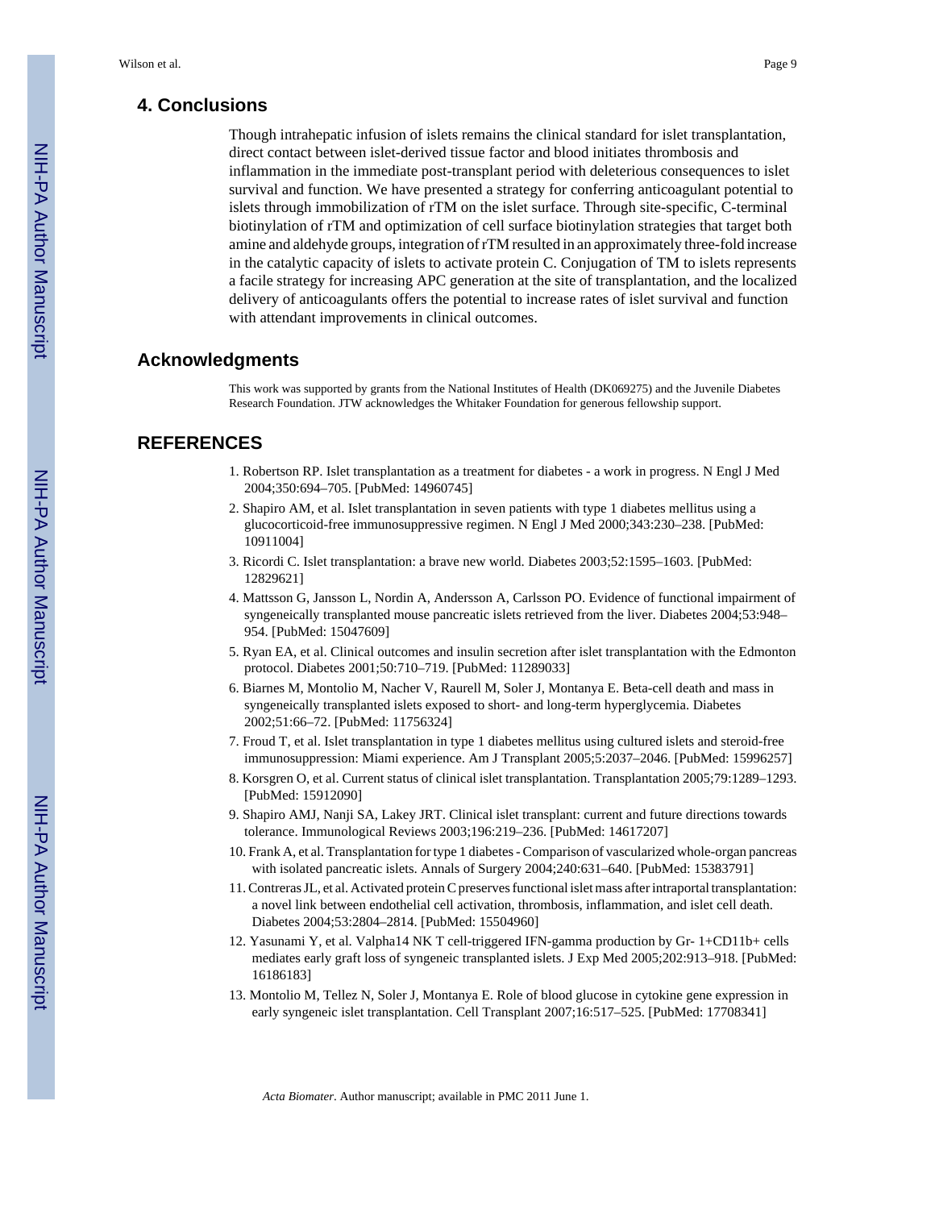## 4. Conclusions

Though intrahepatic infusion of islets remains the clinical standard for islet transplantation, direct contact between islet-derived tissue factor and blood initiates thrombosis and inflammation in the immediate post-transplant period with deleterious consequences to islet survival and function. We have presented a strategy for conferring anticoagulant potential to islets through immobilization of rTM on the islet surface. Through site-specific, C-terminal biotinylation of rTM and optimization of cell surface biotinylation strategies that target both amine and aldehyde groups, integration of rTM resulted in an approximately three-fold increase in the catalytic capacity of islets to activate protein C. Conjugation of TM to islets represents a facile strategy for increasing APC generation at the site of transplantation, and the localized delivery of anticoagulants offers the potential to increase rates of islet survival and function with attendant improvements in clinical outcomes.

## Acknowledgments

This work was supported by grants from the National Institutes of Health (DK069275) and the Juvenile Diabetes Research Foundation. JTW acknowledges the Whitaker Foundation for generous fellowship support.

## REFERENCES

1. Robertson RP. Islet transplantation as a treatment for diabetes - a work in progress. N Engl J Med 2004;350:694–705. [PubMed: 14960745]
2. Shapiro AM, et al. Islet transplantation in seven patients with type 1 diabetes mellitus using a glucocorticoid-free immunosuppressive regimen. N Engl J Med 2000;343:230–238. [PubMed: 10911004]
3. Ricordi C. Islet transplantation: a brave new world. Diabetes 2003;52:1595–1603. [PubMed: 12829621]
4. Mattsson G, Jansson L, Nordin A, Andersson A, Carlsson PO. Evidence of functional impairment of syngeneically transplanted mouse pancreatic islets retrieved from the liver. Diabetes 2004;53:948–954. [PubMed: 15047609]
5. Ryan EA, et al. Clinical outcomes and insulin secretion after islet transplantation with the Edmonton protocol. Diabetes 2001;50:710–719. [PubMed: 11289033]
6. Biarnes M, Montolio M, Nacher V, Raurell M, Soler J, Montanya E. Beta-cell death and mass in syngeneically transplanted islets exposed to short- and long-term hyperglycemia. Diabetes 2002;51:66–72. [PubMed: 11756324]
7. Froud T, et al. Islet transplantation in type 1 diabetes mellitus using cultured islets and steroid-free immunosuppression: Miami experience. Am J Transplant 2005;5:2037–2046. [PubMed: 15996257]
8. Korsgren O, et al. Current status of clinical islet transplantation. Transplantation 2005;79:1289–1293. [PubMed: 15912090]
9. Shapiro AMJ, Nanji SA, Lakey JRT. Clinical islet transplant: current and future directions towards tolerance. Immunological Reviews 2003;196:219–236. [PubMed: 14617207]
10. Frank A, et al. Transplantation for type 1 diabetes - Comparison of vascularized whole-organ pancreas with isolated pancreatic islets. Annals of Surgery 2004;240:631–640. [PubMed: 15383791]
11. Contreras JL, et al. Activated protein C preserves functional islet mass after intraportal transplantation: a novel link between endothelial cell activation, thrombosis, inflammation, and islet cell death. Diabetes 2004;53:2804–2814. [PubMed: 15504960]
12. Yasunami Y, et al. Valpha14 NK T cell-triggered IFN-gamma production by Gr- 1+CD11b+ cells mediates early graft loss of syngeneic transplanted islets. J Exp Med 2005;202:913–918. [PubMed: 16186183]
13. Montolio M, Tellez N, Soler J, Montanya E. Role of blood glucose in cytokine gene expression in early syngeneic islet transplantation. Cell Transplant 2007;16:517–525. [PubMed: 17708341]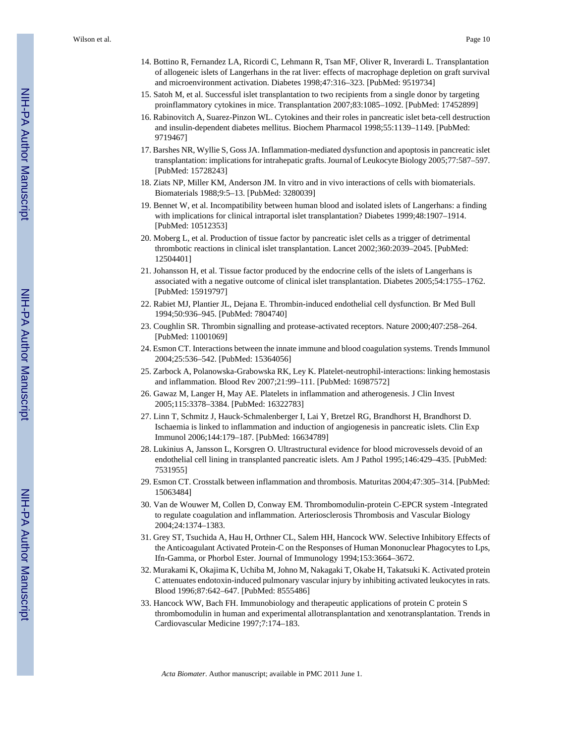14. Bottino R, Fernandez LA, Ricordi C, Lehmann R, Tsan MF, Oliver R, Inverardi L. Transplantation of allogeneic islets of Langerhans in the rat liver: effects of macrophage depletion on graft survival and microenvironment activation. Diabetes 1998;47:316–323. [PubMed: 9519734]
15. Satoh M, et al. Successful islet transplantation to two recipients from a single donor by targeting proinflammatory cytokines in mice. Transplantation 2007;83:1085–1092. [PubMed: 17452899]
16. Rabinovitch A, Suarez-Pinzon WL. Cytokines and their roles in pancreatic islet beta-cell destruction and insulin-dependent diabetes mellitus. Biochem Pharmacol 1998;55:1139–1149. [PubMed: 9719467]
17. Barshes NR, Wyllie S, Goss JA. Inflammation-mediated dysfunction and apoptosis in pancreatic islet transplantation: implications for intrahepatic grafts. Journal of Leukocyte Biology 2005;77:587–597. [PubMed: 15728243]
18. Ziats NP, Miller KM, Anderson JM. In vitro and in vivo interactions of cells with biomaterials. Biomaterials 1988;9:5–13. [PubMed: 3280039]
19. Bennet W, et al. Incompatibility between human blood and isolated islets of Langerhans: a finding with implications for clinical intraportal islet transplantation? Diabetes 1999;48:1907–1914. [PubMed: 10512353]
20. Moberg L, et al. Production of tissue factor by pancreatic islet cells as a trigger of detrimental thrombotic reactions in clinical islet transplantation. Lancet 2002;360:2039–2045. [PubMed: 12504401]
21. Johansson H, et al. Tissue factor produced by the endocrine cells of the islets of Langerhans is associated with a negative outcome of clinical islet transplantation. Diabetes 2005;54:1755–1762. [PubMed: 15919797]
22. Rabiet MJ, Plantier JL, Dejana E. Thrombin-induced endothelial cell dysfunction. Br Med Bull 1994;50:936–945. [PubMed: 7804740]
23. Coughlin SR. Thrombin signalling and protease-activated receptors. Nature 2000;407:258–264. [PubMed: 11001069]
24. Esmon CT. Interactions between the innate immune and blood coagulation systems. Trends Immunol 2004;25:536–542. [PubMed: 15364056]
25. Zarbock A, Polanowska-Grabowska RK, Ley K. Platelet-neutrophil-interactions: linking hemostasis and inflammation. Blood Rev 2007;21:99–111. [PubMed: 16987572]
26. Gawaz M, Langer H, May AE. Platelets in inflammation and atherogenesis. J Clin Invest 2005;115:3378–3384. [PubMed: 16322783]
27. Linn T, Schmitz J, Hauck-Schmalenberger I, Lai Y, Bretzel RG, Brandhorst H, Brandhorst D. Ischaemia is linked to inflammation and induction of angiogenesis in pancreatic islets. Clin Exp Immunol 2006;144:179–187. [PubMed: 16634789]
28. Lukinius A, Jansson L, Korsgren O. Ultrastructural evidence for blood microvessels devoid of an endothelial cell lining in transplanted pancreatic islets. Am J Pathol 1995;146:429–435. [PubMed: 7531955]
29. Esmon CT. Crosstalk between inflammation and thrombosis. Maturitas 2004;47:305–314. [PubMed: 15063484]
30. Van de Wouwer M, Collen D, Conway EM. Thrombomodulin-protein C-EPCR system -Integrated to regulate coagulation and inflammation. Arteriosclerosis Thrombosis and Vascular Biology 2004;24:1374–1383.
31. Grey ST, Tsuchida A, Hau H, Orthner CL, Salem HH, Hancock WW. Selective Inhibitory Effects of the Anticoagulant Activated Protein-C on the Responses of Human Mononuclear Phagocytes to Lps, Ifn-Gamma, or Phorbol Ester. Journal of Immunology 1994;153:3664–3672.
32. Murakami K, Okajima K, Uchiba M, Johno M, Nakagaki T, Okabe H, Takatsuki K. Activated protein C attenuates endotoxin-induced pulmonary vascular injury by inhibiting activated leukocytes in rats. Blood 1996;87:642–647. [PubMed: 8555486]
33. Hancock WW, Bach FH. Immunobiology and therapeutic applications of protein C protein S thrombomodulin in human and experimental allotransplantation and xenotransplantation. Trends in Cardiovascular Medicine 1997;7:174–183.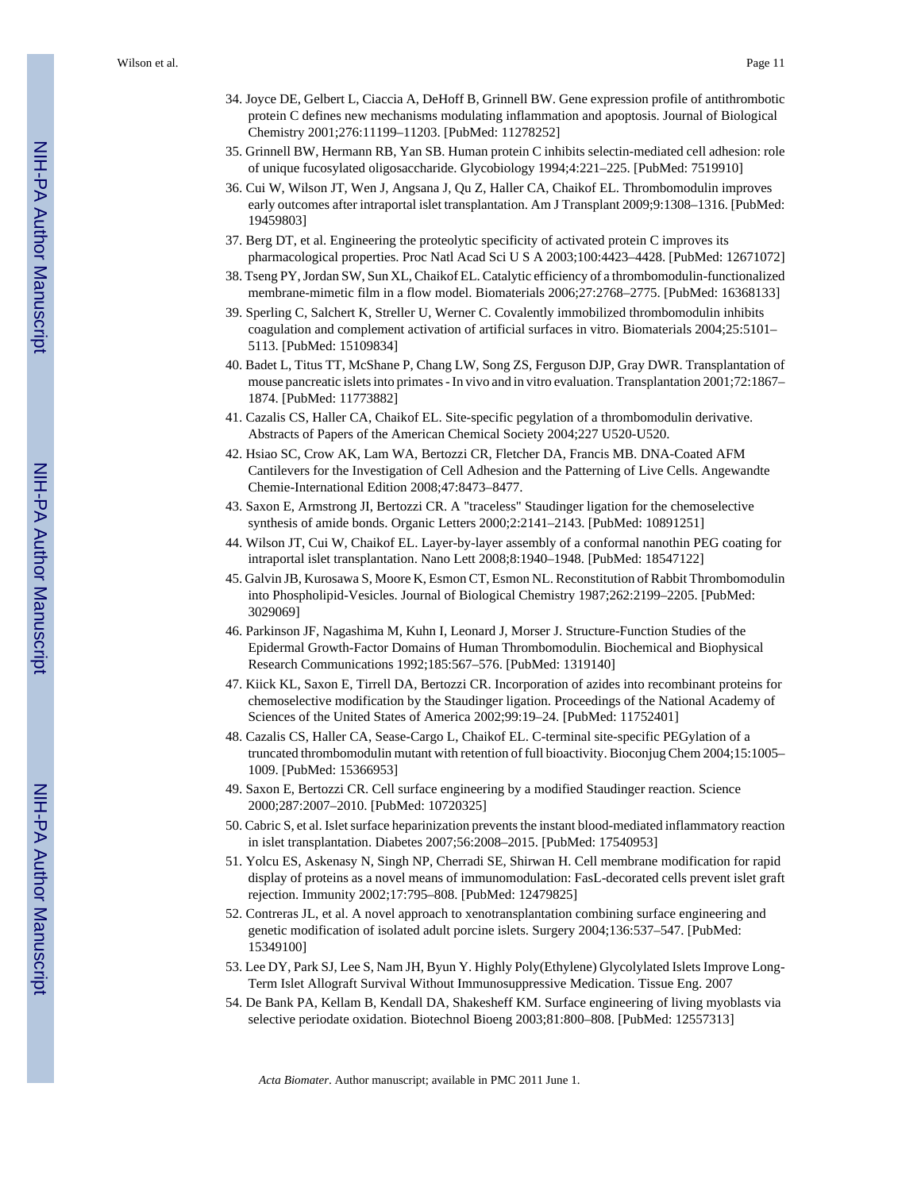34. Joyce DE, Gelbert L, Ciaccia A, DeHoff B, Grinnell BW. Gene expression profile of antithrombotic protein C defines new mechanisms modulating inflammation and apoptosis. Journal of Biological Chemistry 2001;276:11199–11203. [PubMed: 11278252]
35. Grinnell BW, Hermann RB, Yan SB. Human protein C inhibits selectin-mediated cell adhesion: role of unique fucosylated oligosaccharide. Glycobiology 1994;4:221–225. [PubMed: 7519910]
36. Cui W, Wilson JT, Wen J, Angsana J, Qu Z, Haller CA, Chaikof EL. Thrombomodulin improves early outcomes after intraportal islet transplantation. Am J Transplant 2009;9:1308–1316. [PubMed: 19459803]
37. Berg DT, et al. Engineering the proteolytic specificity of activated protein C improves its pharmacological properties. Proc Natl Acad Sci U S A 2003;100:4423–4428. [PubMed: 12671072]
38. Tseng PY, Jordan SW, Sun XL, Chaikof EL. Catalytic efficiency of a thrombomodulin-functionalized membrane-mimetic film in a flow model. Biomaterials 2006;27:2768–2775. [PubMed: 16368133]
39. Sperling C, Salchert K, Streller U, Werner C. Covalently immobilized thrombomodulin inhibits coagulation and complement activation of artificial surfaces in vitro. Biomaterials 2004;25:5101–5113. [PubMed: 15109834]
40. Badet L, Titus TT, McShane P, Chang LW, Song ZS, Ferguson DJP, Gray DWR. Transplantation of mouse pancreatic islets into primates - In vivo and in vitro evaluation. Transplantation 2001;72:1867–1874. [PubMed: 11773882]
41. Cazalis CS, Haller CA, Chaikof EL. Site-specific pegylation of a thrombomodulin derivative. Abstracts of Papers of the American Chemical Society 2004;227 U520-U520.
42. Hsiao SC, Crow AK, Lam WA, Bertozzi CR, Fletcher DA, Francis MB. DNA-Coated AFM Cantilevers for the Investigation of Cell Adhesion and the Patterning of Live Cells. Angewandte Chemie-International Edition 2008;47:8473–8477.
43. Saxon E, Armstrong JI, Bertozzi CR. A "traceless" Staudinger ligation for the chemoselective synthesis of amide bonds. Organic Letters 2000;2:2141–2143. [PubMed: 10891251]
44. Wilson JT, Cui W, Chaikof EL. Layer-by-layer assembly of a conformal nanothin PEG coating for intraportal islet transplantation. Nano Lett 2008;8:1940–1948. [PubMed: 18547122]
45. Galvin JB, Kurosawa S, Moore K, Esmon CT, Esmon NL. Reconstitution of Rabbit Thrombomodulin into Phospholipid-Vesicles. Journal of Biological Chemistry 1987;262:2199–2205. [PubMed: 3029069]
46. Parkinson JF, Nagashima M, Kuhn I, Leonard J, Morser J. Structure-Function Studies of the Epidermal Growth-Factor Domains of Human Thrombomodulin. Biochemical and Biophysical Research Communications 1992;185:567–576. [PubMed: 1319140]
47. Kiick KL, Saxon E, Tirrell DA, Bertozzi CR. Incorporation of azides into recombinant proteins for chemoselective modification by the Staudinger ligation. Proceedings of the National Academy of Sciences of the United States of America 2002;99:19–24. [PubMed: 11752401]
48. Cazalis CS, Haller CA, Sease-Cargo L, Chaikof EL. C-terminal site-specific PEGylation of a truncated thrombomodulin mutant with retention of full bioactivity. Bioconjug Chem 2004;15:1005–1009. [PubMed: 15366953]
49. Saxon E, Bertozzi CR. Cell surface engineering by a modified Staudinger reaction. Science 2000;287:2007–2010. [PubMed: 10720325]
50. Cabric S, et al. Islet surface heparinization prevents the instant blood-mediated inflammatory reaction in islet transplantation. Diabetes 2007;56:2008–2015. [PubMed: 17540953]
51. Yolcu ES, Askenasy N, Singh NP, Cherradi SE, Shirwan H. Cell membrane modification for rapid display of proteins as a novel means of immunomodulation: FasL-decorated cells prevent islet graft rejection. Immunity 2002;17:795–808. [PubMed: 12479825]
52. Contreras JL, et al. A novel approach to xenotransplantation combining surface engineering and genetic modification of isolated adult porcine islets. Surgery 2004;136:537–547. [PubMed: 15349100]
53. Lee DY, Park SJ, Lee S, Nam JH, Byun Y. Highly Poly(Ethylene) Glycolylated Islets Improve Long-Term Islet Allograft Survival Without Immunosuppressive Medication. Tissue Eng. 2007
54. De Bank PA, Kellam B, Kendall DA, Shakesheff KM. Surface engineering of living myoblasts via selective periodate oxidation. Biotechnol Bioeng 2003;81:800–808. [PubMed: 12557313]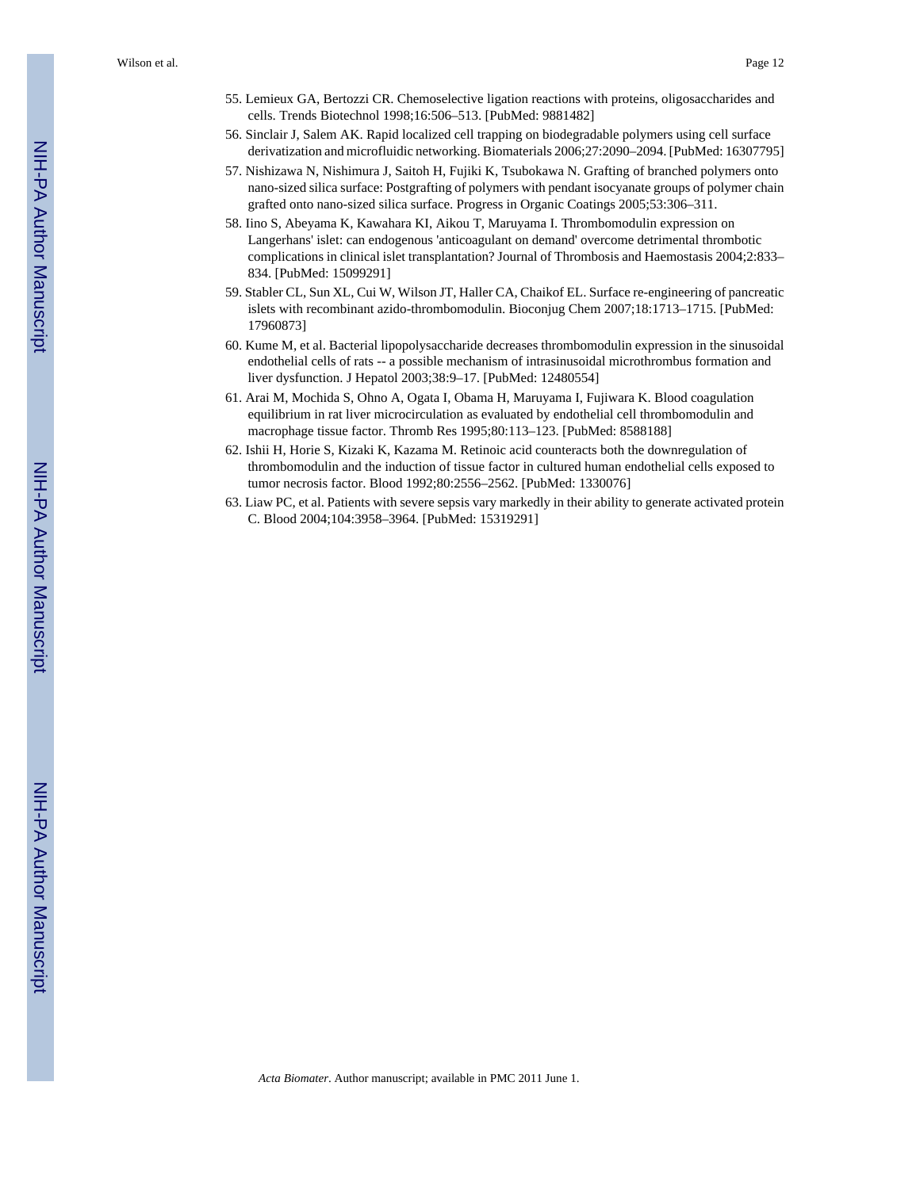55. Lemieux GA, Bertozzi CR. Chemoselective ligation reactions with proteins, oligosaccharides and cells. Trends Biotechnol 1998;16:506–513. [PubMed: 9881482]
56. Sinclair J, Salem AK. Rapid localized cell trapping on biodegradable polymers using cell surface derivatization and microfluidic networking. Biomaterials 2006;27:2090–2094. [PubMed: 16307795]
57. Nishizawa N, Nishimura J, Saitoh H, Fujiki K, Tsubokawa N. Grafting of branched polymers onto nano-sized silica surface: Postgrafting of polymers with pendant isocyanate groups of polymer chain grafted onto nano-sized silica surface. Progress in Organic Coatings 2005;53:306–311.
58. Iino S, Abeyama K, Kawahara KI, Aikou T, Maruyama I. Thrombomodulin expression on Langerhans' islet: can endogenous 'anticoagulant on demand' overcome detrimental thrombotic complications in clinical islet transplantation? Journal of Thrombosis and Haemostasis 2004;2:833–834. [PubMed: 15099291]
59. Stabler CL, Sun XL, Cui W, Wilson JT, Haller CA, Chaikof EL. Surface re-engineering of pancreatic islets with recombinant azido-thrombomodulin. Bioconjug Chem 2007;18:1713–1715. [PubMed: 17960873]
60. Kume M, et al. Bacterial lipopolysaccharide decreases thrombomodulin expression in the sinusoidal endothelial cells of rats -- a possible mechanism of intrasinusoidal microthrombus formation and liver dysfunction. J Hepatol 2003;38:9–17. [PubMed: 12480554]
61. Arai M, Mochida S, Ohno A, Ogata I, Obama H, Maruyama I, Fujiwara K. Blood coagulation equilibrium in rat liver microcirculation as evaluated by endothelial cell thrombomodulin and macrophage tissue factor. Thromb Res 1995;80:113–123. [PubMed: 8588188]
62. Ishii H, Horie S, Kizaki K, Kazama M. Retinoic acid counteracts both the downregulation of thrombomodulin and the induction of tissue factor in cultured human endothelial cells exposed to tumor necrosis factor. Blood 1992;80:2556–2562. [PubMed: 1330076]
63. Liaw PC, et al. Patients with severe sepsis vary markedly in their ability to generate activated protein C. Blood 2004;104:3958–3964. [PubMed: 15319291]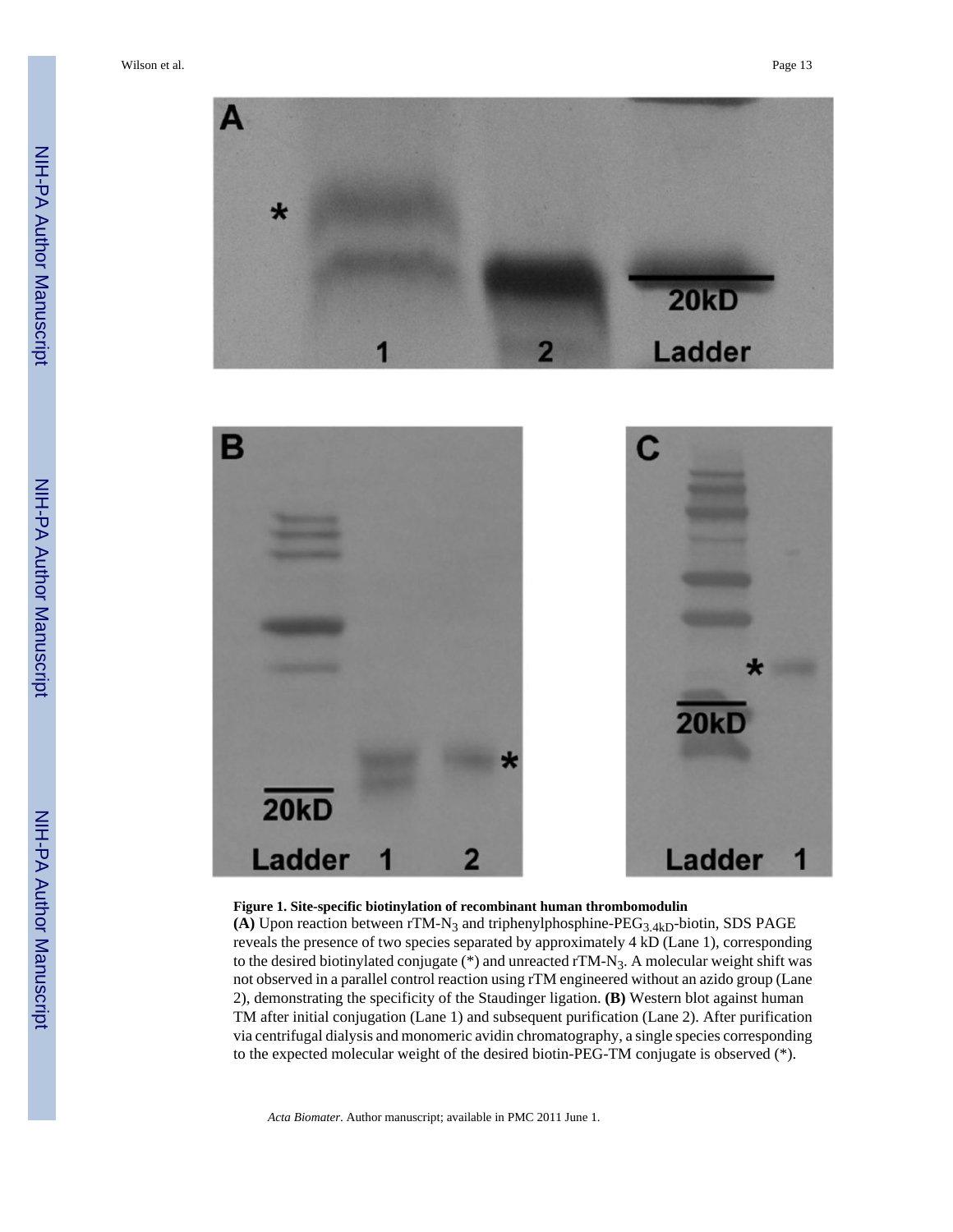**Figure 1. Site-specific biotinylation of recombinant human thrombomodulin**

**(A)** Upon reaction between rTM-$N_3$ and triphenylphosphine-$PEG_{3.4kD}$-biotin, SDS PAGE reveals the presence of two species separated by approximately 4 kD (Lane 1), corresponding to the desired biotinylated conjugate (*) and unreacted rTM-$N_3$. A molecular weight shift was not observed in a parallel control reaction using rTM engineered without an azido group (Lane 2), demonstrating the specificity of the Staudinger ligation. **(B)** Western blot against human TM after initial conjugation (Lane 1) and subsequent purification (Lane 2). After purification via centrifugal dialysis and monomeric avidin chromatography, a single species corresponding to the expected molecular weight of the desired biotin-PEG-TM conjugate is observed (*).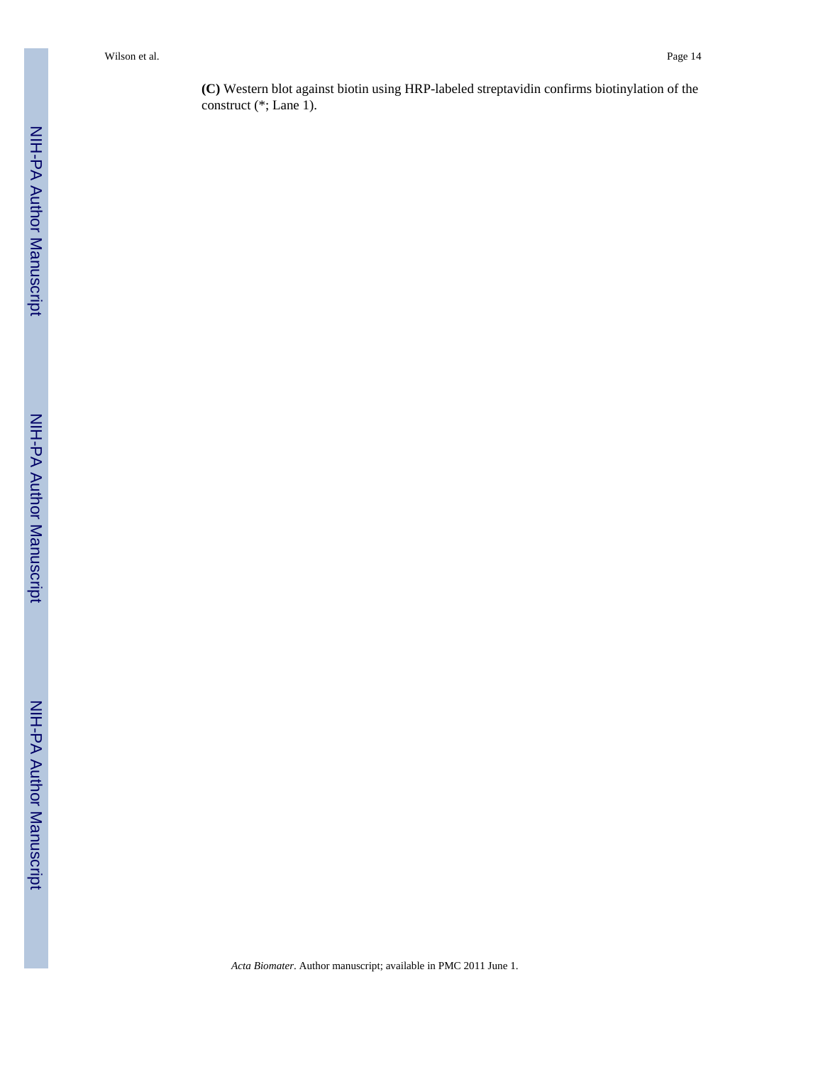**(C)** Western blot against biotin using HRP-labeled streptavidin confirms biotinylation of the construct (*; Lane 1).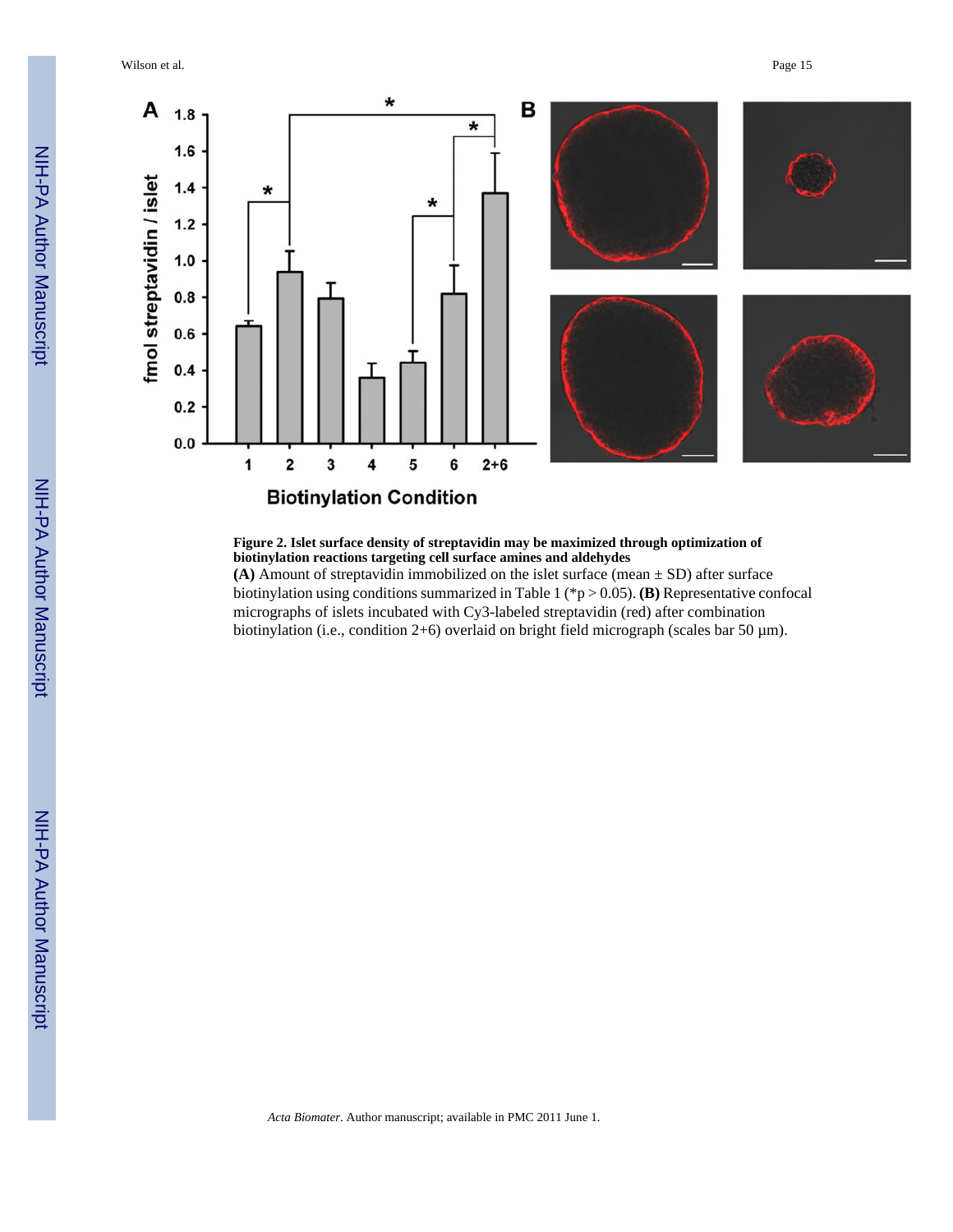**Figure 2. Islet surface density of streptavidin may be maximized through optimization of biotinylation reactions targeting cell surface amines and aldehydes**

**(A)** Amount of streptavidin immobilized on the islet surface (mean ± SD) after surface biotinylation using conditions summarized in Table 1 (*p > 0.05). **(B)** Representative confocal micrographs of islets incubated with Cy3-labeled streptavidin (red) after combination biotinylation (i.e., condition 2+6) overlaid on bright field micrograph (scales bar 50 μm).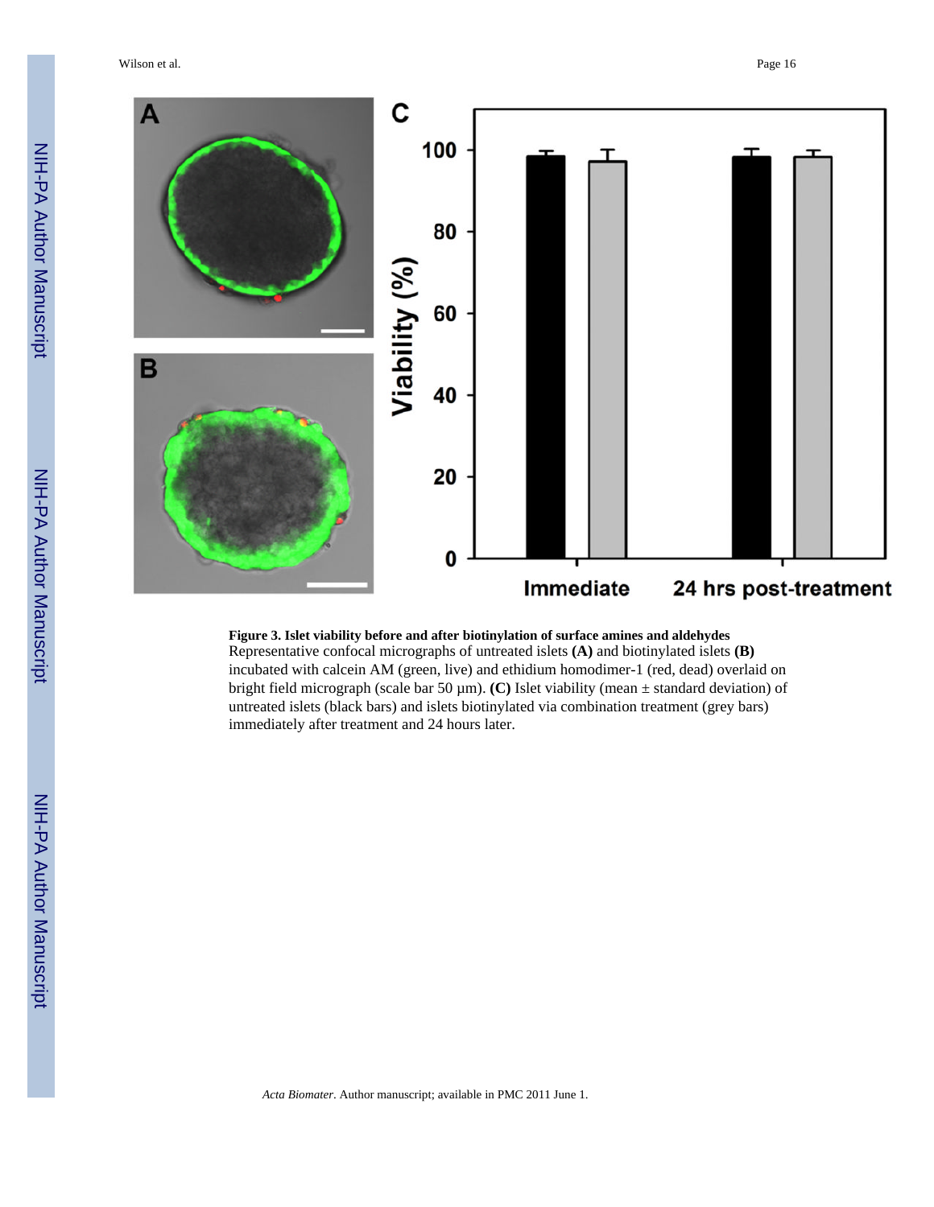**Figure 3. Islet viability before and after biotinylation of surface amines and aldehydes**

Representative confocal micrographs of untreated islets **(A)** and biotinylated islets **(B)** incubated with calcein AM (green, live) and ethidium homodimer-1 (red, dead) overlaid on bright field micrograph (scale bar 50 μm). **(C)** Islet viability (mean ± standard deviation) of untreated islets (black bars) and islets biotinylated via combination treatment (grey bars) immediately after treatment and 24 hours later.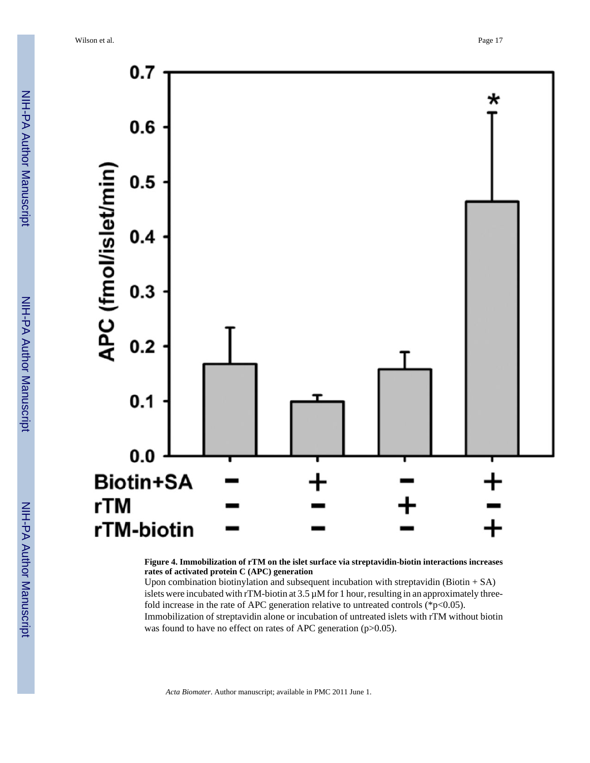**Figure 4. Immobilization of rTM on the islet surface via streptavidin-biotin interactions increases rates of activated protein C (APC) generation**

Upon combination biotinylation and subsequent incubation with streptavidin (Biotin + SA) islets were incubated with rTM-biotin at 3.5 μM for 1 hour, resulting in an approximately three-fold increase in the rate of APC generation relative to untreated controls (*$p<0.05$). Immobilization of streptavidin alone or incubation of untreated islets with rTM without biotin was found to have no effect on rates of APC generation ($p>0.05$).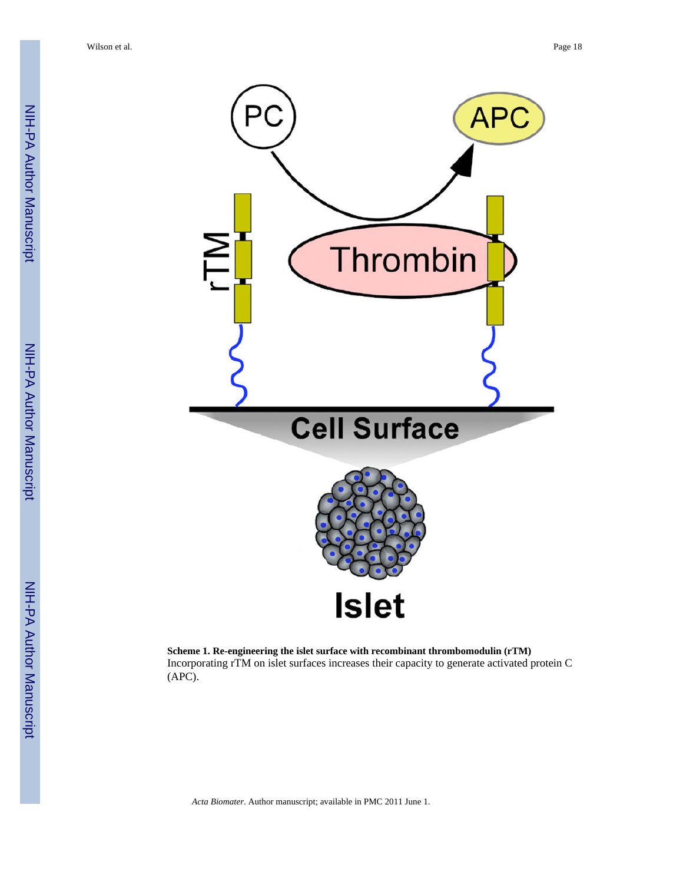**Scheme 1. Re-engineering the islet surface with recombinant thrombomodulin (rTM)**

Incorporating rTM on islet surfaces increases their capacity to generate activated protein C (APC).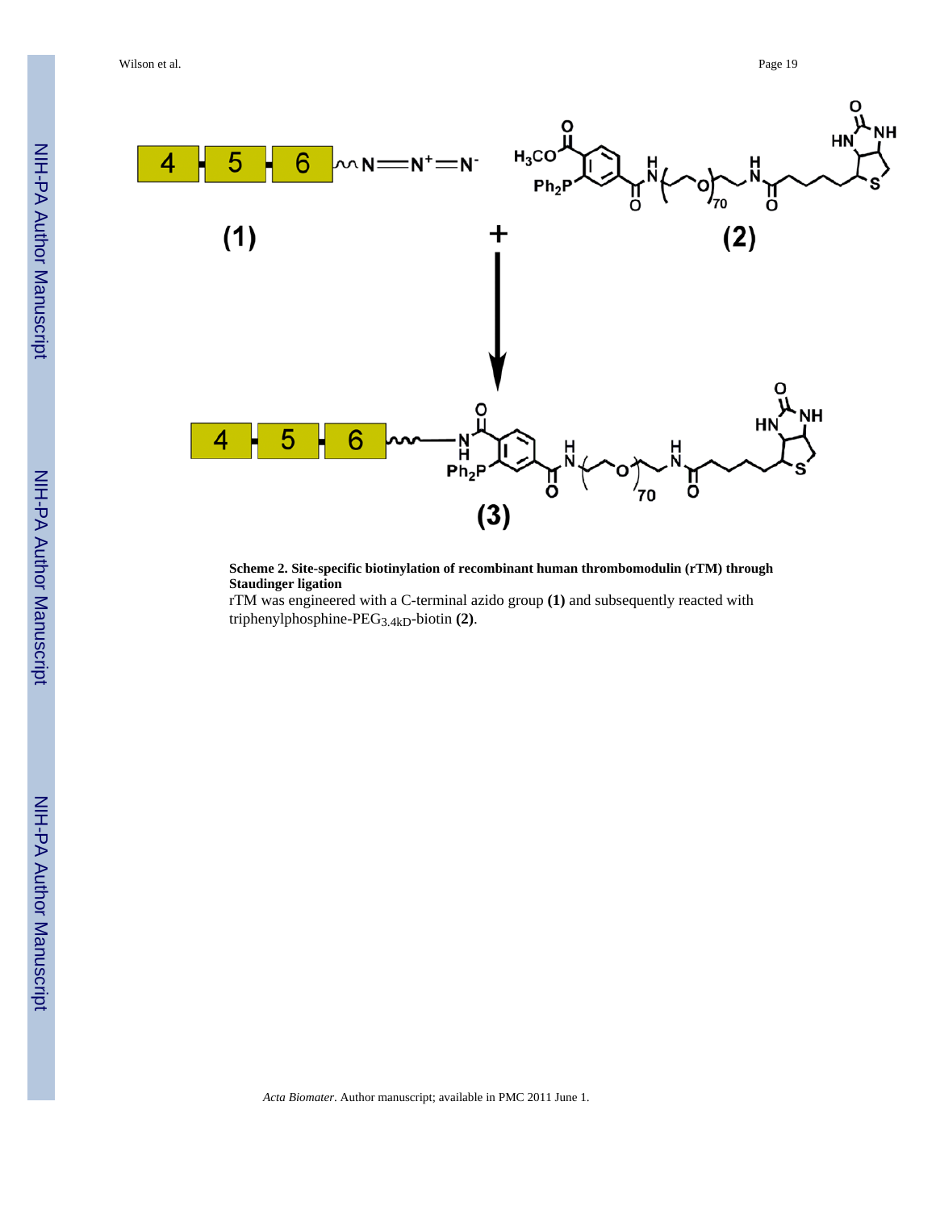**Scheme 2. Site-specific biotinylation of recombinant human thrombomodulin (rTM) through Staudinger ligation**

rTM was engineered with a C-terminal azido group **(1)** and subsequently reacted with triphenylphosphine-PEG$_{3.4kD}$-biotin **(2)**.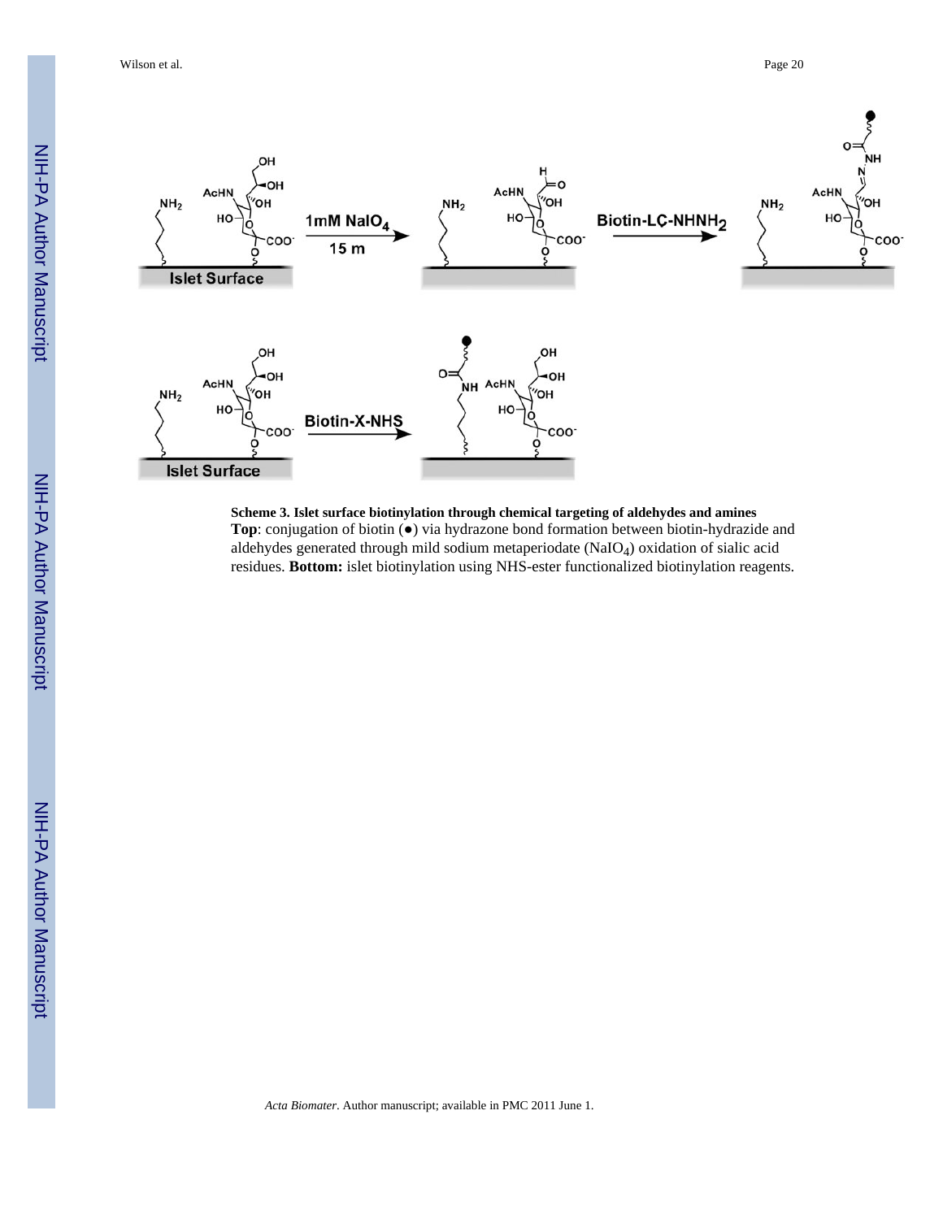**Scheme 3. Islet surface biotinylation through chemical targeting of aldehydes and amines**

**Top**: conjugation of biotin (●) via hydrazone bond formation between biotin-hydrazide and aldehydes generated through mild sodium metaperiodate ($NaIO_4$) oxidation of sialic acid residues. **Bottom:** islet biotinylation using NHS-ester functionalized biotinylation reagents.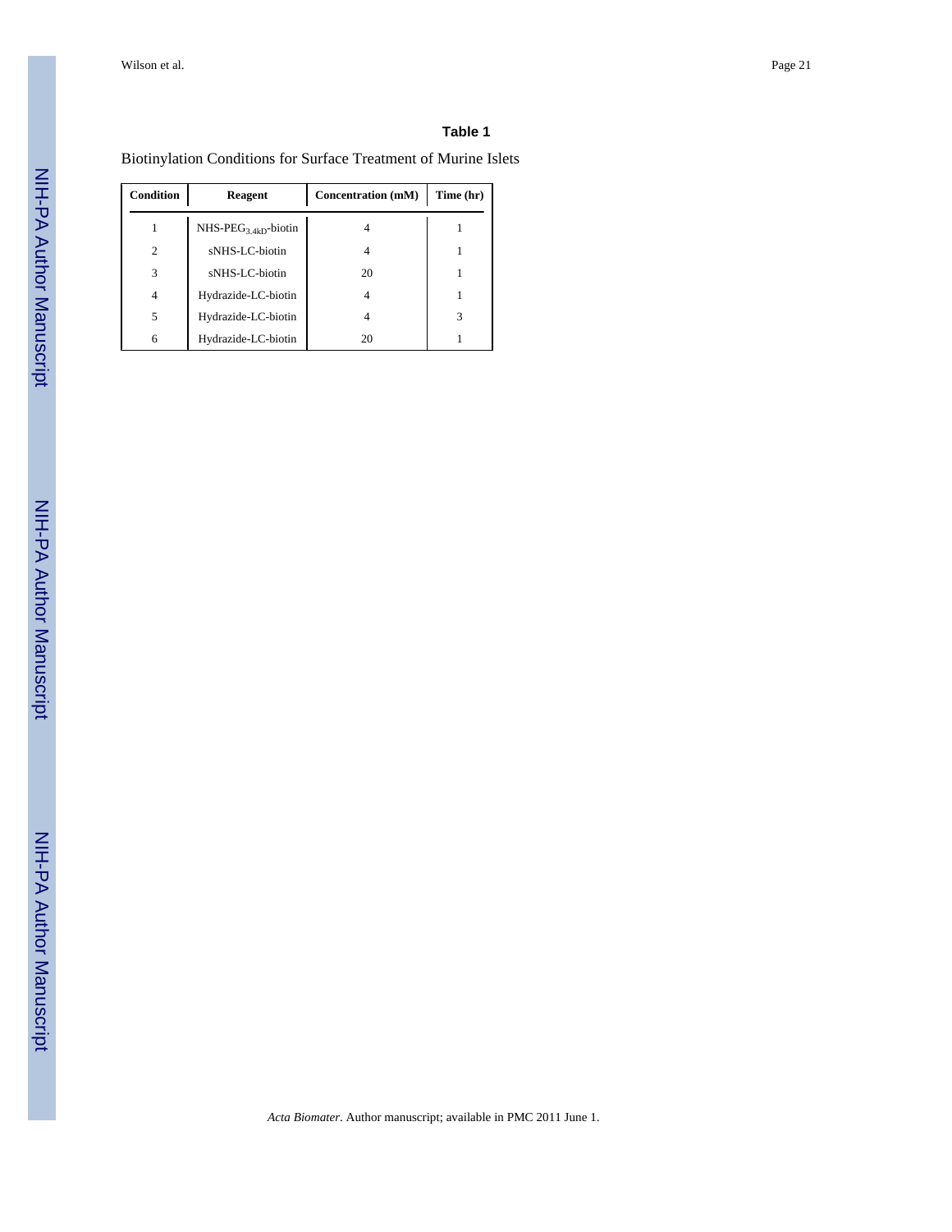**Table 1**

Biotinylation Conditions for Surface Treatment of Murine Islets

| Condition | Reagent | Concentration (mM) | Time (hr) |
| --- | --- | --- | --- |
| 1 | NHS-PEG$_{3.4kD}$-biotin | 4 | 1 |
| 2 | sNHS-LC-biotin | 4 | 1 |
| 3 | sNHS-LC-biotin | 20 | 1 |
| 4 | Hydrazide-LC-biotin | 4 | 1 |
| 5 | Hydrazide-LC-biotin | 4 | 3 |
| 6 | Hydrazide-LC-biotin | 20 | 1 |